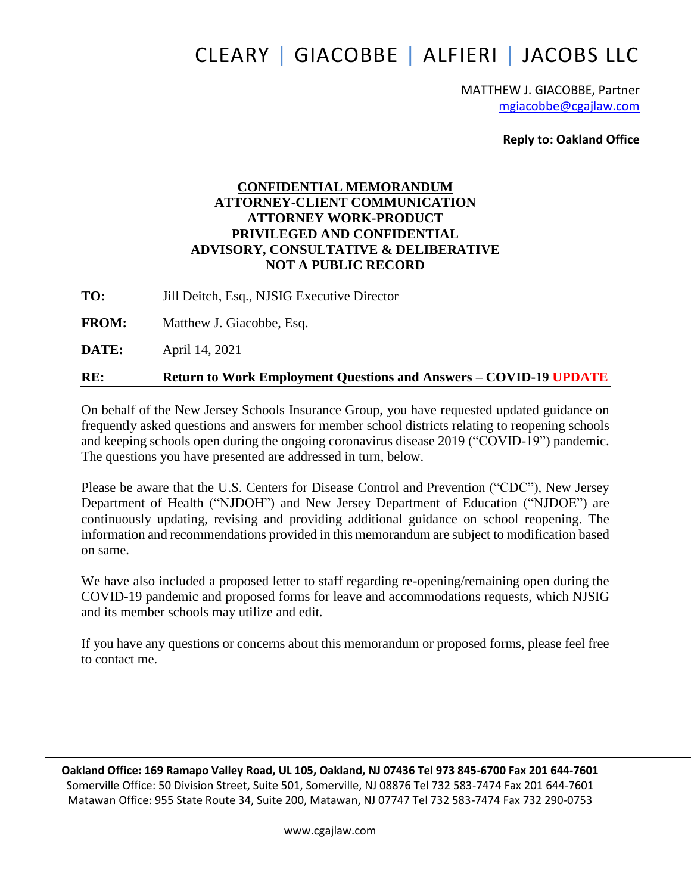# CLEARY | GIACOBBE | ALFIERI | JACOBS LLC

MATTHEW J. GIACOBBE, Partner
mgiacobbe@cgajlaw.com

**Reply to: Oakland Office**

**CONFIDENTIAL MEMORANDUM**
**ATTORNEY-CLIENT COMMUNICATION**
**ATTORNEY WORK-PRODUCT**
**PRIVILEGED AND CONFIDENTIAL**
**ADVISORY, CONSULTATIVE & DELIBERATIVE**
**NOT A PUBLIC RECORD**

**TO:** Jill Deitch, Esq., NJSIG Executive Director

**FROM:** Matthew J. Giacobbe, Esq.

**DATE:** April 14, 2021

**RE: Return to Work Employment Questions and Answers – COVID-19 UPDATE**

On behalf of the New Jersey Schools Insurance Group, you have requested updated guidance on frequently asked questions and answers for member school districts relating to reopening schools and keeping schools open during the ongoing coronavirus disease 2019 ("COVID-19") pandemic. The questions you have presented are addressed in turn, below.

Please be aware that the U.S. Centers for Disease Control and Prevention ("CDC"), New Jersey Department of Health ("NJDOH") and New Jersey Department of Education ("NJDOE") are continuously updating, revising and providing additional guidance on school reopening. The information and recommendations provided in this memorandum are subject to modification based on same.

We have also included a proposed letter to staff regarding re-opening/remaining open during the COVID-19 pandemic and proposed forms for leave and accommodations requests, which NJSIG and its member schools may utilize and edit.

If you have any questions or concerns about this memorandum or proposed forms, please feel free to contact me.

**Oakland Office: 169 Ramapo Valley Road, UL 105, Oakland, NJ 07436 Tel 973 845-6700 Fax 201 644-7601**
Somerville Office: 50 Division Street, Suite 501, Somerville, NJ 08876 Tel 732 583-7474 Fax 201 644-7601
Matawan Office: 955 State Route 34, Suite 200, Matawan, NJ 07747 Tel 732 583-7474 Fax 732 290-0753

www.cgajlaw.com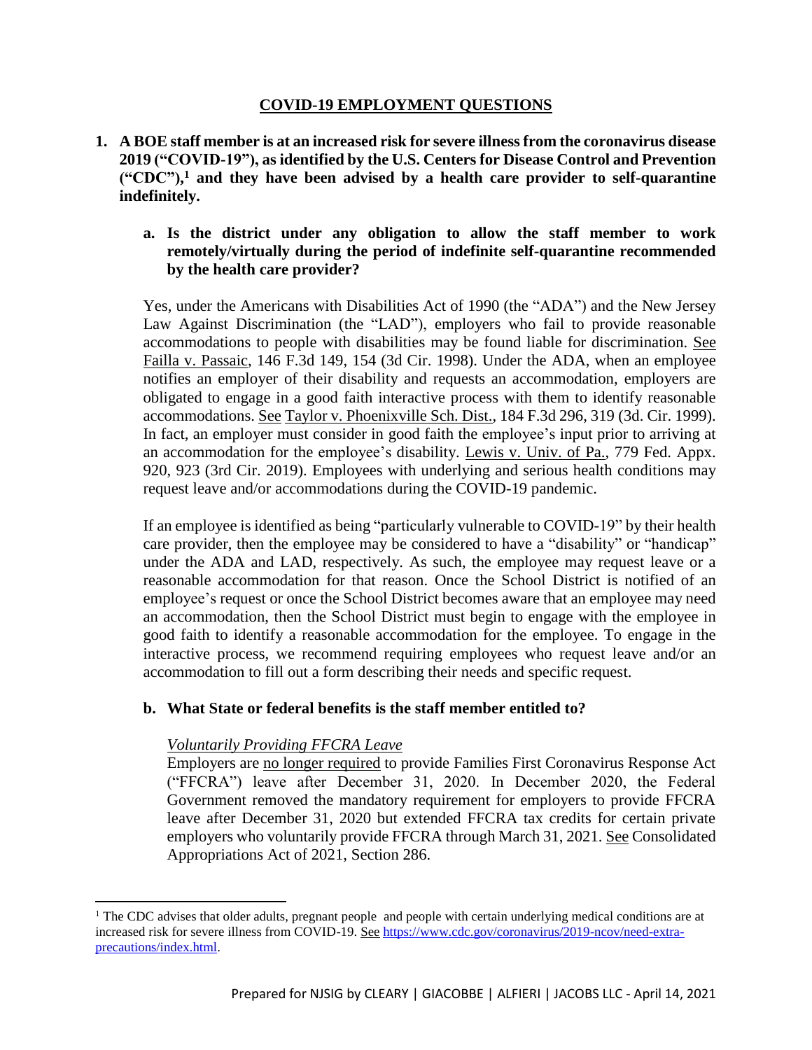# COVID-19 EMPLOYMENT QUESTIONS

**1. A BOE staff member is at an increased risk for severe illness from the coronavirus disease 2019 ("COVID-19"), as identified by the U.S. Centers for Disease Control and Prevention ("CDC"),[1] and they have been advised by a health care provider to self-quarantine indefinitely.**

**a. Is the district under any obligation to allow the staff member to work remotely/virtually during the period of indefinite self-quarantine recommended by the health care provider?**

Yes, under the Americans with Disabilities Act of 1990 (the "ADA") and the New Jersey Law Against Discrimination (the "LAD"), employers who fail to provide reasonable accommodations to people with disabilities may be found liable for discrimination. See Failla v. Passaic, 146 F.3d 149, 154 (3d Cir. 1998). Under the ADA, when an employee notifies an employer of their disability and requests an accommodation, employers are obligated to engage in a good faith interactive process with them to identify reasonable accommodations. See Taylor v. Phoenixville Sch. Dist., 184 F.3d 296, 319 (3d. Cir. 1999). In fact, an employer must consider in good faith the employee's input prior to arriving at an accommodation for the employee's disability. Lewis v. Univ. of Pa., 779 Fed. Appx. 920, 923 (3rd Cir. 2019). Employees with underlying and serious health conditions may request leave and/or accommodations during the COVID-19 pandemic.

If an employee is identified as being "particularly vulnerable to COVID-19" by their health care provider, then the employee may be considered to have a "disability" or "handicap" under the ADA and LAD, respectively. As such, the employee may request leave or a reasonable accommodation for that reason. Once the School District is notified of an employee's request or once the School District becomes aware that an employee may need an accommodation, then the School District must begin to engage with the employee in good faith to identify a reasonable accommodation for the employee. To engage in the interactive process, we recommend requiring employees who request leave and/or an accommodation to fill out a form describing their needs and specific request.

**b. What State or federal benefits is the staff member entitled to?**

*Voluntarily Providing FFCRA Leave*

Employers are no longer required to provide Families First Coronavirus Response Act ("FFCRA") leave after December 31, 2020. In December 2020, the Federal Government removed the mandatory requirement for employers to provide FFCRA leave after December 31, 2020 but extended FFCRA tax credits for certain private employers who voluntarily provide FFCRA through March 31, 2021. See Consolidated Appropriations Act of 2021, Section 286.

[1] The CDC advises that older adults, pregnant people and people with certain underlying medical conditions are at increased risk for severe illness from COVID-19. See https://www.cdc.gov/coronavirus/2019-ncov/need-extra-precautions/index.html.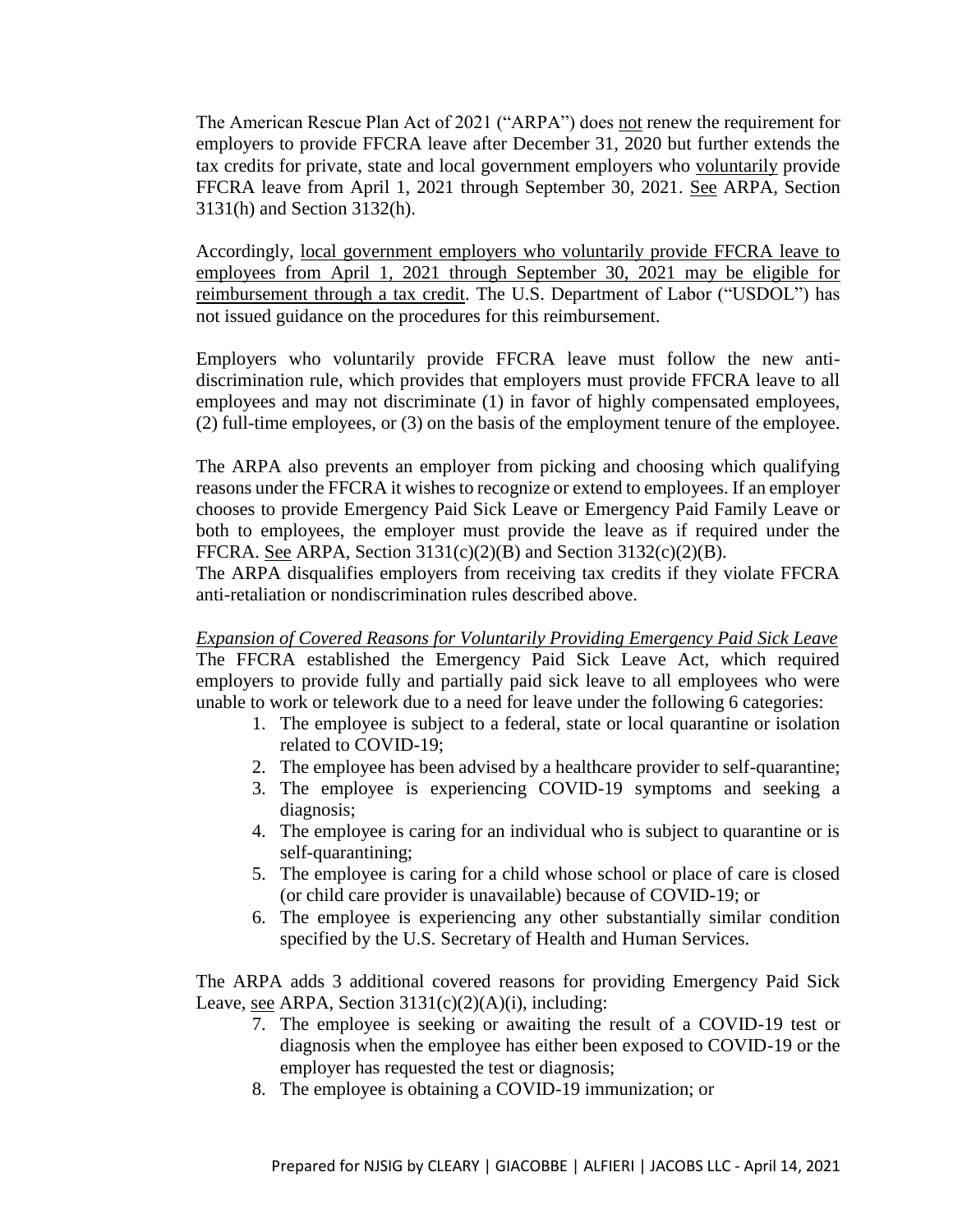The American Rescue Plan Act of 2021 ("ARPA") does not renew the requirement for employers to provide FFCRA leave after December 31, 2020 but further extends the tax credits for private, state and local government employers who voluntarily provide FFCRA leave from April 1, 2021 through September 30, 2021. See ARPA, Section 3131(h) and Section 3132(h).

Accordingly, local government employers who voluntarily provide FFCRA leave to employees from April 1, 2021 through September 30, 2021 may be eligible for reimbursement through a tax credit. The U.S. Department of Labor ("USDOL") has not issued guidance on the procedures for this reimbursement.

Employers who voluntarily provide FFCRA leave must follow the new anti-discrimination rule, which provides that employers must provide FFCRA leave to all employees and may not discriminate (1) in favor of highly compensated employees, (2) full-time employees, or (3) on the basis of the employment tenure of the employee.

The ARPA also prevents an employer from picking and choosing which qualifying reasons under the FFCRA it wishes to recognize or extend to employees. If an employer chooses to provide Emergency Paid Sick Leave or Emergency Paid Family Leave or both to employees, the employer must provide the leave as if required under the FFCRA. See ARPA, Section 3131(c)(2)(B) and Section 3132(c)(2)(B).

The ARPA disqualifies employers from receiving tax credits if they violate FFCRA anti-retaliation or nondiscrimination rules described above.

*Expansion of Covered Reasons for Voluntarily Providing Emergency Paid Sick Leave*

The FFCRA established the Emergency Paid Sick Leave Act, which required employers to provide fully and partially paid sick leave to all employees who were unable to work or telework due to a need for leave under the following 6 categories:

1. The employee is subject to a federal, state or local quarantine or isolation related to COVID-19;
2. The employee has been advised by a healthcare provider to self-quarantine;
3. The employee is experiencing COVID-19 symptoms and seeking a diagnosis;
4. The employee is caring for an individual who is subject to quarantine or is self-quarantining;
5. The employee is caring for a child whose school or place of care is closed (or child care provider is unavailable) because of COVID-19; or
6. The employee is experiencing any other substantially similar condition specified by the U.S. Secretary of Health and Human Services.

The ARPA adds 3 additional covered reasons for providing Emergency Paid Sick Leave, see ARPA, Section 3131(c)(2)(A)(i), including:

7. The employee is seeking or awaiting the result of a COVID-19 test or diagnosis when the employee has either been exposed to COVID-19 or the employer has requested the test or diagnosis;
8. The employee is obtaining a COVID-19 immunization; or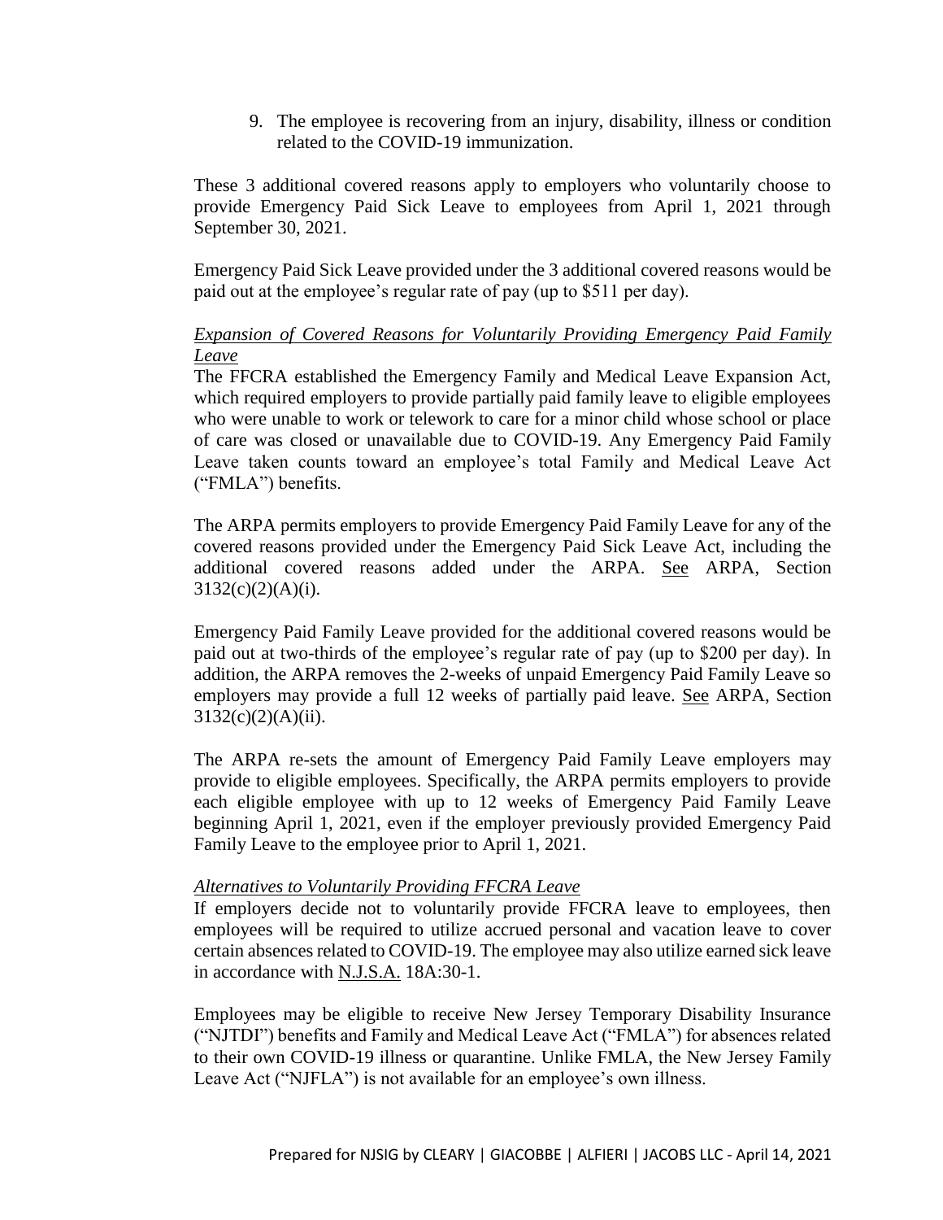9. The employee is recovering from an injury, disability, illness or condition related to the COVID-19 immunization.

These 3 additional covered reasons apply to employers who voluntarily choose to provide Emergency Paid Sick Leave to employees from April 1, 2021 through September 30, 2021.

Emergency Paid Sick Leave provided under the 3 additional covered reasons would be paid out at the employee's regular rate of pay (up to $511 per day).

*Expansion of Covered Reasons for Voluntarily Providing Emergency Paid Family Leave*

The FFCRA established the Emergency Family and Medical Leave Expansion Act, which required employers to provide partially paid family leave to eligible employees who were unable to work or telework to care for a minor child whose school or place of care was closed or unavailable due to COVID-19. Any Emergency Paid Family Leave taken counts toward an employee's total Family and Medical Leave Act ("FMLA") benefits.

The ARPA permits employers to provide Emergency Paid Family Leave for any of the covered reasons provided under the Emergency Paid Sick Leave Act, including the additional covered reasons added under the ARPA. See ARPA, Section 3132(c)(2)(A)(i).

Emergency Paid Family Leave provided for the additional covered reasons would be paid out at two-thirds of the employee's regular rate of pay (up to $200 per day). In addition, the ARPA removes the 2-weeks of unpaid Emergency Paid Family Leave so employers may provide a full 12 weeks of partially paid leave. See ARPA, Section 3132(c)(2)(A)(ii).

The ARPA re-sets the amount of Emergency Paid Family Leave employers may provide to eligible employees. Specifically, the ARPA permits employers to provide each eligible employee with up to 12 weeks of Emergency Paid Family Leave beginning April 1, 2021, even if the employer previously provided Emergency Paid Family Leave to the employee prior to April 1, 2021.

*Alternatives to Voluntarily Providing FFCRA Leave*

If employers decide not to voluntarily provide FFCRA leave to employees, then employees will be required to utilize accrued personal and vacation leave to cover certain absences related to COVID-19. The employee may also utilize earned sick leave in accordance with N.J.S.A. 18A:30-1.

Employees may be eligible to receive New Jersey Temporary Disability Insurance ("NJTDI") benefits and Family and Medical Leave Act ("FMLA") for absences related to their own COVID-19 illness or quarantine. Unlike FMLA, the New Jersey Family Leave Act ("NJFLA") is not available for an employee's own illness.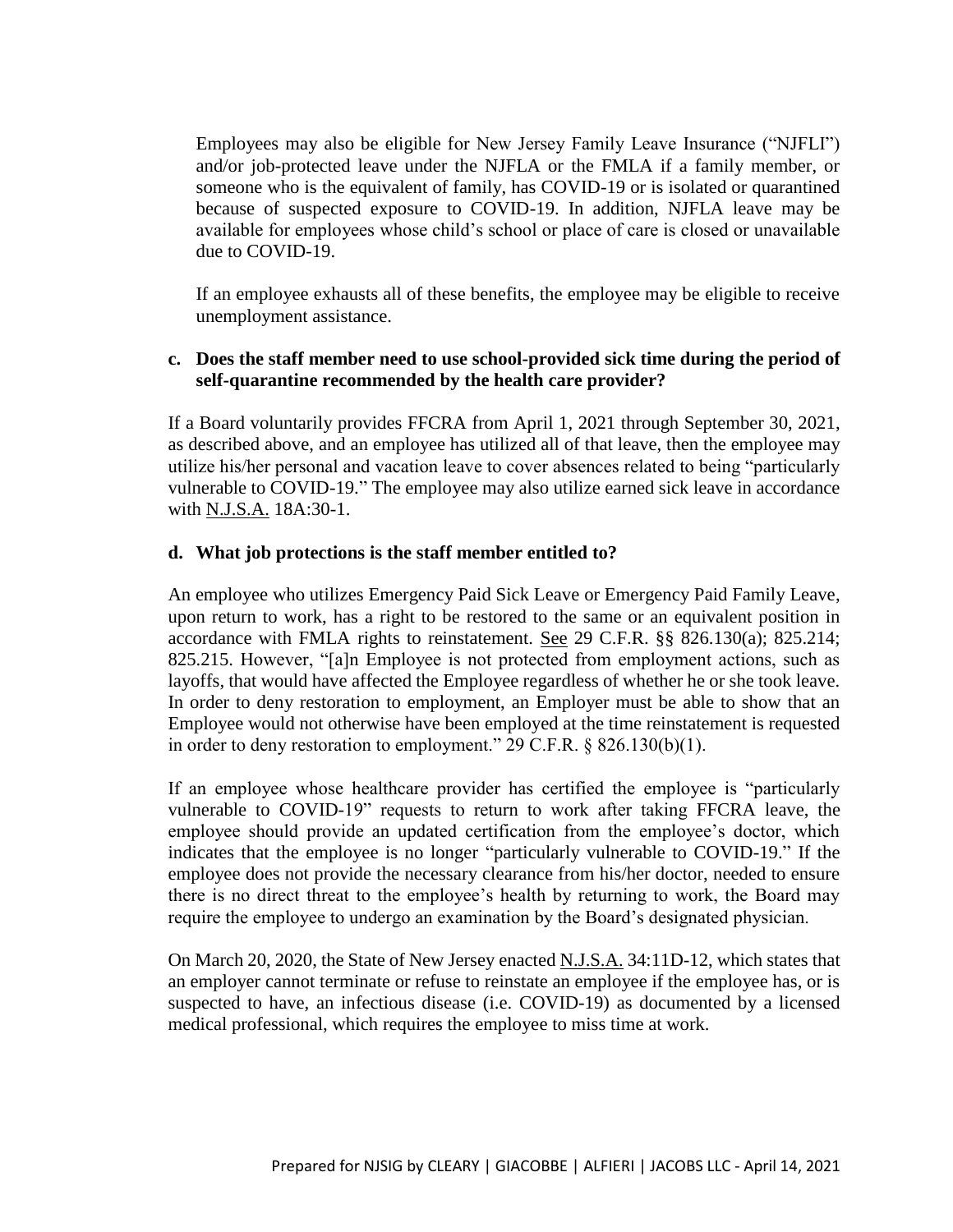Employees may also be eligible for New Jersey Family Leave Insurance ("NJFLI") and/or job-protected leave under the NJFLA or the FMLA if a family member, or someone who is the equivalent of family, has COVID-19 or is isolated or quarantined because of suspected exposure to COVID-19. In addition, NJFLA leave may be available for employees whose child's school or place of care is closed or unavailable due to COVID-19.

If an employee exhausts all of these benefits, the employee may be eligible to receive unemployment assistance.

**c. Does the staff member need to use school-provided sick time during the period of self-quarantine recommended by the health care provider?**

If a Board voluntarily provides FFCRA from April 1, 2021 through September 30, 2021, as described above, and an employee has utilized all of that leave, then the employee may utilize his/her personal and vacation leave to cover absences related to being "particularly vulnerable to COVID-19." The employee may also utilize earned sick leave in accordance with N.J.S.A. 18A:30-1.

**d. What job protections is the staff member entitled to?**

An employee who utilizes Emergency Paid Sick Leave or Emergency Paid Family Leave, upon return to work, has a right to be restored to the same or an equivalent position in accordance with FMLA rights to reinstatement. See 29 C.F.R. §§ 826.130(a); 825.214; 825.215. However, "[a]n Employee is not protected from employment actions, such as layoffs, that would have affected the Employee regardless of whether he or she took leave. In order to deny restoration to employment, an Employer must be able to show that an Employee would not otherwise have been employed at the time reinstatement is requested in order to deny restoration to employment." 29 C.F.R. § 826.130(b)(1).

If an employee whose healthcare provider has certified the employee is "particularly vulnerable to COVID-19" requests to return to work after taking FFCRA leave, the employee should provide an updated certification from the employee's doctor, which indicates that the employee is no longer "particularly vulnerable to COVID-19." If the employee does not provide the necessary clearance from his/her doctor, needed to ensure there is no direct threat to the employee's health by returning to work, the Board may require the employee to undergo an examination by the Board's designated physician.

On March 20, 2020, the State of New Jersey enacted N.J.S.A. 34:11D-12, which states that an employer cannot terminate or refuse to reinstate an employee if the employee has, or is suspected to have, an infectious disease (i.e. COVID-19) as documented by a licensed medical professional, which requires the employee to miss time at work.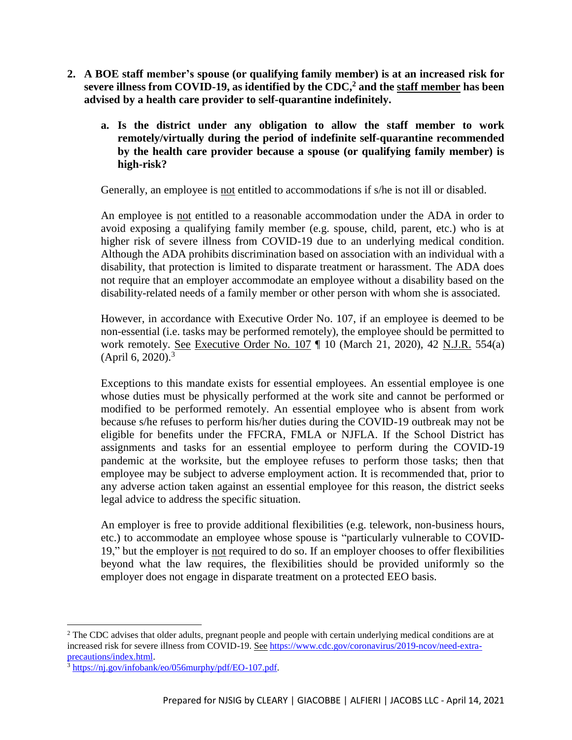2. **A BOE staff member's spouse (or qualifying family member) is at an increased risk for severe illness from COVID-19, as identified by the CDC,[2] and the staff member has been advised by a health care provider to self-quarantine indefinitely.**

   a. **Is the district under any obligation to allow the staff member to work remotely/virtually during the period of indefinite self-quarantine recommended by the health care provider because a spouse (or qualifying family member) is high-risk?**

   Generally, an employee is not entitled to accommodations if s/he is not ill or disabled.

   An employee is not entitled to a reasonable accommodation under the ADA in order to avoid exposing a qualifying family member (e.g. spouse, child, parent, etc.) who is at higher risk of severe illness from COVID-19 due to an underlying medical condition. Although the ADA prohibits discrimination based on association with an individual with a disability, that protection is limited to disparate treatment or harassment. The ADA does not require that an employer accommodate an employee without a disability based on the disability-related needs of a family member or other person with whom she is associated.

   However, in accordance with Executive Order No. 107, if an employee is deemed to be non-essential (i.e. tasks may be performed remotely), the employee should be permitted to work remotely. See Executive Order No. 107 ¶ 10 (March 21, 2020), 42 N.J.R. 554(a) (April 6, 2020).[3]

   Exceptions to this mandate exists for essential employees. An essential employee is one whose duties must be physically performed at the work site and cannot be performed or modified to be performed remotely. An essential employee who is absent from work because s/he refuses to perform his/her duties during the COVID-19 outbreak may not be eligible for benefits under the FFCRA, FMLA or NJFLA. If the School District has assignments and tasks for an essential employee to perform during the COVID-19 pandemic at the worksite, but the employee refuses to perform those tasks; then that employee may be subject to adverse employment action. It is recommended that, prior to any adverse action taken against an essential employee for this reason, the district seeks legal advice to address the specific situation.

   An employer is free to provide additional flexibilities (e.g. telework, non-business hours, etc.) to accommodate an employee whose spouse is "particularly vulnerable to COVID-19," but the employer is not required to do so. If an employer chooses to offer flexibilities beyond what the law requires, the flexibilities should be provided uniformly so the employer does not engage in disparate treatment on a protected EEO basis.

---

[2] The CDC advises that older adults, pregnant people and people with certain underlying medical conditions are at increased risk for severe illness from COVID-19. See https://www.cdc.gov/coronavirus/2019-ncov/need-extra-precautions/index.html.

[3] https://nj.gov/infobank/eo/056murphy/pdf/EO-107.pdf.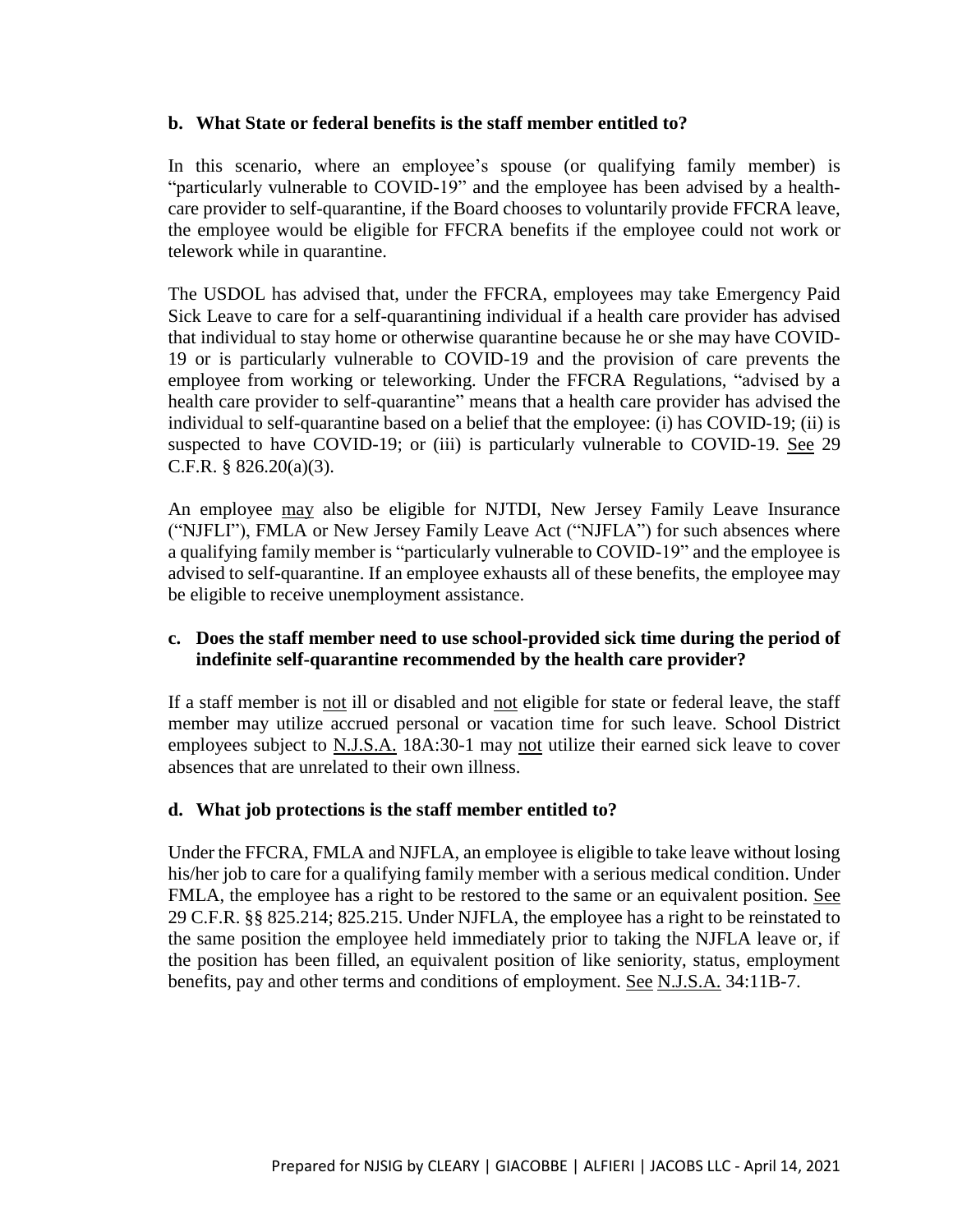### b. What State or federal benefits is the staff member entitled to?

In this scenario, where an employee's spouse (or qualifying family member) is "particularly vulnerable to COVID-19" and the employee has been advised by a health-care provider to self-quarantine, if the Board chooses to voluntarily provide FFCRA leave, the employee would be eligible for FFCRA benefits if the employee could not work or telework while in quarantine.

The USDOL has advised that, under the FFCRA, employees may take Emergency Paid Sick Leave to care for a self-quarantining individual if a health care provider has advised that individual to stay home or otherwise quarantine because he or she may have COVID-19 or is particularly vulnerable to COVID-19 and the provision of care prevents the employee from working or teleworking. Under the FFCRA Regulations, "advised by a health care provider to self-quarantine" means that a health care provider has advised the individual to self-quarantine based on a belief that the employee: (i) has COVID-19; (ii) is suspected to have COVID-19; or (iii) is particularly vulnerable to COVID-19. See 29 C.F.R. § 826.20(a)(3).

An employee may also be eligible for NJTDI, New Jersey Family Leave Insurance ("NJFLI"), FMLA or New Jersey Family Leave Act ("NJFLA") for such absences where a qualifying family member is "particularly vulnerable to COVID-19" and the employee is advised to self-quarantine. If an employee exhausts all of these benefits, the employee may be eligible to receive unemployment assistance.

### c. Does the staff member need to use school-provided sick time during the period of indefinite self-quarantine recommended by the health care provider?

If a staff member is not ill or disabled and not eligible for state or federal leave, the staff member may utilize accrued personal or vacation time for such leave. School District employees subject to N.J.S.A. 18A:30-1 may not utilize their earned sick leave to cover absences that are unrelated to their own illness.

### d. What job protections is the staff member entitled to?

Under the FFCRA, FMLA and NJFLA, an employee is eligible to take leave without losing his/her job to care for a qualifying family member with a serious medical condition. Under FMLA, the employee has a right to be restored to the same or an equivalent position. See 29 C.F.R. §§ 825.214; 825.215. Under NJFLA, the employee has a right to be reinstated to the same position the employee held immediately prior to taking the NJFLA leave or, if the position has been filled, an equivalent position of like seniority, status, employment benefits, pay and other terms and conditions of employment. See N.J.S.A. 34:11B-7.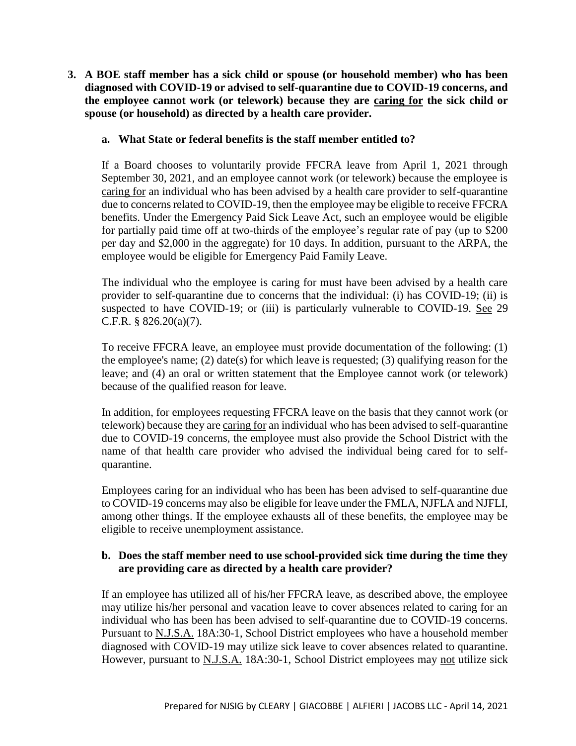**3. A BOE staff member has a sick child or spouse (or household member) who has been diagnosed with COVID-19 or advised to self-quarantine due to COVID-19 concerns, and the employee cannot work (or telework) because they are caring for the sick child or spouse (or household) as directed by a health care provider.**

**a. What State or federal benefits is the staff member entitled to?**

If a Board chooses to voluntarily provide FFCRA leave from April 1, 2021 through September 30, 2021, and an employee cannot work (or telework) because the employee is caring for an individual who has been advised by a health care provider to self-quarantine due to concerns related to COVID-19, then the employee may be eligible to receive FFCRA benefits. Under the Emergency Paid Sick Leave Act, such an employee would be eligible for partially paid time off at two-thirds of the employee's regular rate of pay (up to $200 per day and $2,000 in the aggregate) for 10 days. In addition, pursuant to the ARPA, the employee would be eligible for Emergency Paid Family Leave.

The individual who the employee is caring for must have been advised by a health care provider to self-quarantine due to concerns that the individual: (i) has COVID-19; (ii) is suspected to have COVID-19; or (iii) is particularly vulnerable to COVID-19. See 29 C.F.R. § 826.20(a)(7).

To receive FFCRA leave, an employee must provide documentation of the following: (1) the employee's name; (2) date(s) for which leave is requested; (3) qualifying reason for the leave; and (4) an oral or written statement that the Employee cannot work (or telework) because of the qualified reason for leave.

In addition, for employees requesting FFCRA leave on the basis that they cannot work (or telework) because they are caring for an individual who has been advised to self-quarantine due to COVID-19 concerns, the employee must also provide the School District with the name of that health care provider who advised the individual being cared for to self-quarantine.

Employees caring for an individual who has been has been advised to self-quarantine due to COVID-19 concerns may also be eligible for leave under the FMLA, NJFLA and NJFLI, among other things. If the employee exhausts all of these benefits, the employee may be eligible to receive unemployment assistance.

**b. Does the staff member need to use school-provided sick time during the time they are providing care as directed by a health care provider?**

If an employee has utilized all of his/her FFCRA leave, as described above, the employee may utilize his/her personal and vacation leave to cover absences related to caring for an individual who has been has been advised to self-quarantine due to COVID-19 concerns. Pursuant to N.J.S.A. 18A:30-1, School District employees who have a household member diagnosed with COVID-19 may utilize sick leave to cover absences related to quarantine. However, pursuant to N.J.S.A. 18A:30-1, School District employees may not utilize sick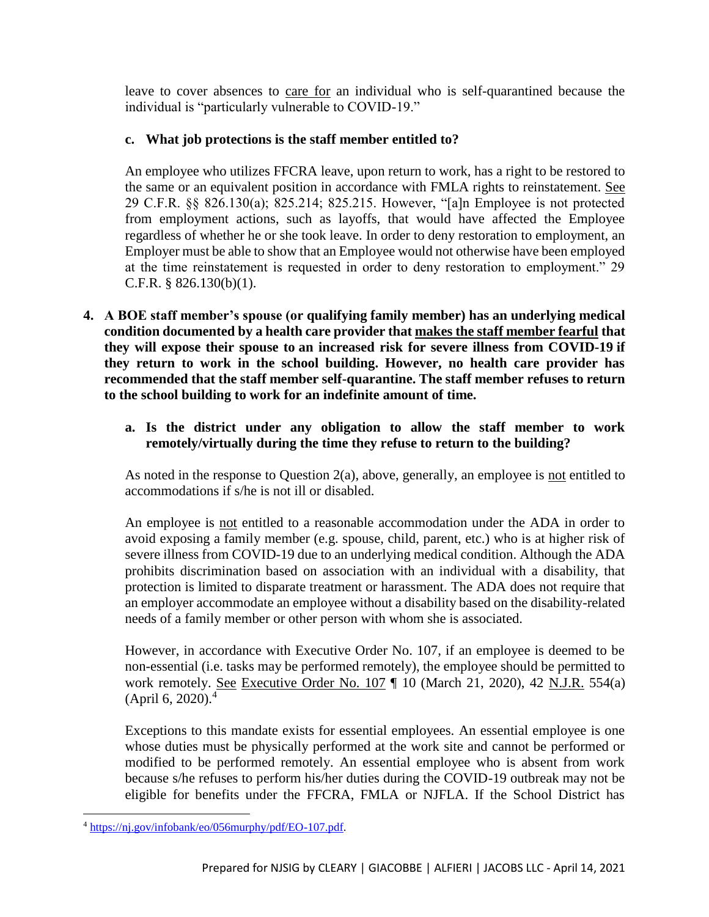leave to cover absences to care for an individual who is self-quarantined because the individual is "particularly vulnerable to COVID-19."

**c. What job protections is the staff member entitled to?**

An employee who utilizes FFCRA leave, upon return to work, has a right to be restored to the same or an equivalent position in accordance with FMLA rights to reinstatement. See 29 C.F.R. §§ 826.130(a); 825.214; 825.215. However, "[a]n Employee is not protected from employment actions, such as layoffs, that would have affected the Employee regardless of whether he or she took leave. In order to deny restoration to employment, an Employer must be able to show that an Employee would not otherwise have been employed at the time reinstatement is requested in order to deny restoration to employment." 29 C.F.R. § 826.130(b)(1).

**4. A BOE staff member's spouse (or qualifying family member) has an underlying medical condition documented by a health care provider that makes the staff member fearful that they will expose their spouse to an increased risk for severe illness from COVID-19 if they return to work in the school building. However, no health care provider has recommended that the staff member self-quarantine. The staff member refuses to return to the school building to work for an indefinite amount of time.**

**a. Is the district under any obligation to allow the staff member to work remotely/virtually during the time they refuse to return to the building?**

As noted in the response to Question 2(a), above, generally, an employee is not entitled to accommodations if s/he is not ill or disabled.

An employee is not entitled to a reasonable accommodation under the ADA in order to avoid exposing a family member (e.g. spouse, child, parent, etc.) who is at higher risk of severe illness from COVID-19 due to an underlying medical condition. Although the ADA prohibits discrimination based on association with an individual with a disability, that protection is limited to disparate treatment or harassment. The ADA does not require that an employer accommodate an employee without a disability based on the disability-related needs of a family member or other person with whom she is associated.

However, in accordance with Executive Order No. 107, if an employee is deemed to be non-essential (i.e. tasks may be performed remotely), the employee should be permitted to work remotely. See Executive Order No. 107 ¶ 10 (March 21, 2020), 42 N.J.R. 554(a) (April 6, 2020).[4]

Exceptions to this mandate exists for essential employees. An essential employee is one whose duties must be physically performed at the work site and cannot be performed or modified to be performed remotely. An essential employee who is absent from work because s/he refuses to perform his/her duties during the COVID-19 outbreak may not be eligible for benefits under the FFCRA, FMLA or NJFLA. If the School District has

[4] https://nj.gov/infobank/eo/056murphy/pdf/EO-107.pdf.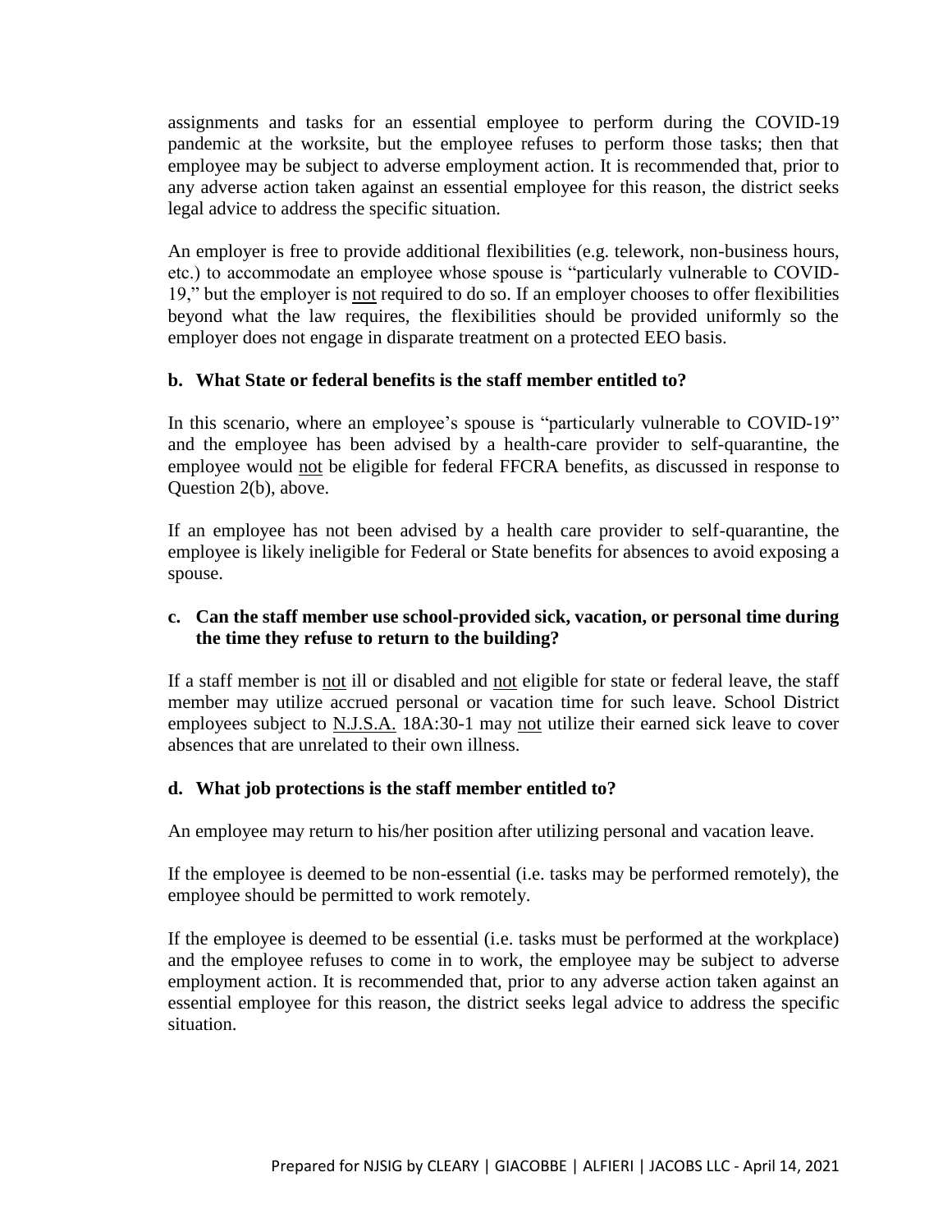assignments and tasks for an essential employee to perform during the COVID-19 pandemic at the worksite, but the employee refuses to perform those tasks; then that employee may be subject to adverse employment action. It is recommended that, prior to any adverse action taken against an essential employee for this reason, the district seeks legal advice to address the specific situation.

An employer is free to provide additional flexibilities (e.g. telework, non-business hours, etc.) to accommodate an employee whose spouse is "particularly vulnerable to COVID-19," but the employer is not required to do so. If an employer chooses to offer flexibilities beyond what the law requires, the flexibilities should be provided uniformly so the employer does not engage in disparate treatment on a protected EEO basis.

**b. What State or federal benefits is the staff member entitled to?**

In this scenario, where an employee's spouse is "particularly vulnerable to COVID-19" and the employee has been advised by a health-care provider to self-quarantine, the employee would not be eligible for federal FFCRA benefits, as discussed in response to Question 2(b), above.

If an employee has not been advised by a health care provider to self-quarantine, the employee is likely ineligible for Federal or State benefits for absences to avoid exposing a spouse.

**c. Can the staff member use school-provided sick, vacation, or personal time during the time they refuse to return to the building?**

If a staff member is not ill or disabled and not eligible for state or federal leave, the staff member may utilize accrued personal or vacation time for such leave. School District employees subject to N.J.S.A. 18A:30-1 may not utilize their earned sick leave to cover absences that are unrelated to their own illness.

**d. What job protections is the staff member entitled to?**

An employee may return to his/her position after utilizing personal and vacation leave.

If the employee is deemed to be non-essential (i.e. tasks may be performed remotely), the employee should be permitted to work remotely.

If the employee is deemed to be essential (i.e. tasks must be performed at the workplace) and the employee refuses to come in to work, the employee may be subject to adverse employment action. It is recommended that, prior to any adverse action taken against an essential employee for this reason, the district seeks legal advice to address the specific situation.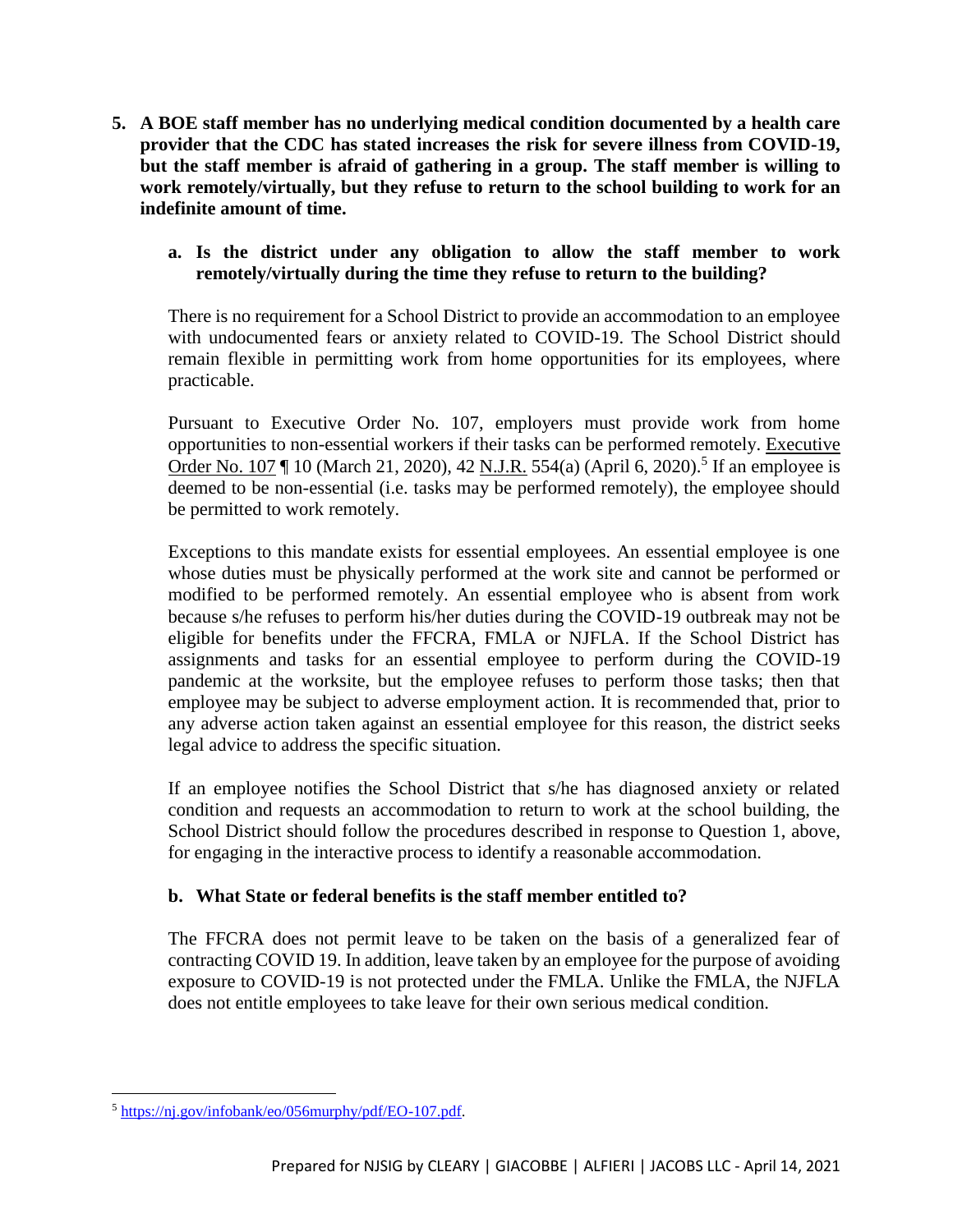**5. A BOE staff member has no underlying medical condition documented by a health care provider that the CDC has stated increases the risk for severe illness from COVID-19, but the staff member is afraid of gathering in a group. The staff member is willing to work remotely/virtually, but they refuse to return to the school building to work for an indefinite amount of time.**

**a. Is the district under any obligation to allow the staff member to work remotely/virtually during the time they refuse to return to the building?**

There is no requirement for a School District to provide an accommodation to an employee with undocumented fears or anxiety related to COVID-19. The School District should remain flexible in permitting work from home opportunities for its employees, where practicable.

Pursuant to Executive Order No. 107, employers must provide work from home opportunities to non-essential workers if their tasks can be performed remotely. Executive Order No. 107 ¶ 10 (March 21, 2020), 42 N.J.R. 554(a) (April 6, 2020).[5] If an employee is deemed to be non-essential (i.e. tasks may be performed remotely), the employee should be permitted to work remotely.

Exceptions to this mandate exists for essential employees. An essential employee is one whose duties must be physically performed at the work site and cannot be performed or modified to be performed remotely. An essential employee who is absent from work because s/he refuses to perform his/her duties during the COVID-19 outbreak may not be eligible for benefits under the FFCRA, FMLA or NJFLA. If the School District has assignments and tasks for an essential employee to perform during the COVID-19 pandemic at the worksite, but the employee refuses to perform those tasks; then that employee may be subject to adverse employment action. It is recommended that, prior to any adverse action taken against an essential employee for this reason, the district seeks legal advice to address the specific situation.

If an employee notifies the School District that s/he has diagnosed anxiety or related condition and requests an accommodation to return to work at the school building, the School District should follow the procedures described in response to Question 1, above, for engaging in the interactive process to identify a reasonable accommodation.

**b. What State or federal benefits is the staff member entitled to?**

The FFCRA does not permit leave to be taken on the basis of a generalized fear of contracting COVID 19. In addition, leave taken by an employee for the purpose of avoiding exposure to COVID-19 is not protected under the FMLA. Unlike the FMLA, the NJFLA does not entitle employees to take leave for their own serious medical condition.

---

[5] https://nj.gov/infobank/eo/056murphy/pdf/EO-107.pdf.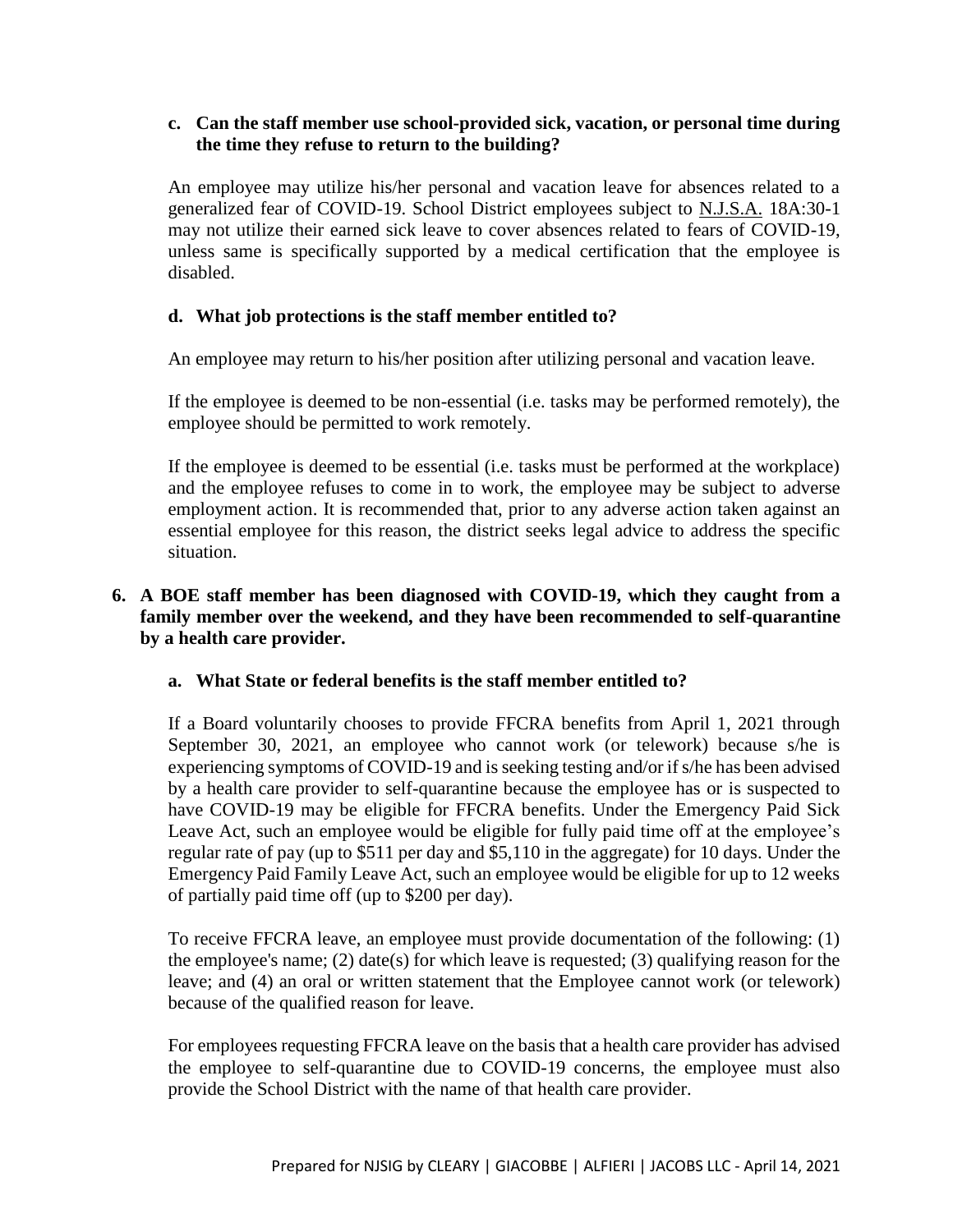**c. Can the staff member use school-provided sick, vacation, or personal time during the time they refuse to return to the building?**

An employee may utilize his/her personal and vacation leave for absences related to a generalized fear of COVID-19. School District employees subject to N.J.S.A. 18A:30-1 may not utilize their earned sick leave to cover absences related to fears of COVID-19, unless same is specifically supported by a medical certification that the employee is disabled.

**d. What job protections is the staff member entitled to?**

An employee may return to his/her position after utilizing personal and vacation leave.

If the employee is deemed to be non-essential (i.e. tasks may be performed remotely), the employee should be permitted to work remotely.

If the employee is deemed to be essential (i.e. tasks must be performed at the workplace) and the employee refuses to come in to work, the employee may be subject to adverse employment action. It is recommended that, prior to any adverse action taken against an essential employee for this reason, the district seeks legal advice to address the specific situation.

**6. A BOE staff member has been diagnosed with COVID-19, which they caught from a family member over the weekend, and they have been recommended to self-quarantine by a health care provider.**

**a. What State or federal benefits is the staff member entitled to?**

If a Board voluntarily chooses to provide FFCRA benefits from April 1, 2021 through September 30, 2021, an employee who cannot work (or telework) because s/he is experiencing symptoms of COVID-19 and is seeking testing and/or if s/he has been advised by a health care provider to self-quarantine because the employee has or is suspected to have COVID-19 may be eligible for FFCRA benefits. Under the Emergency Paid Sick Leave Act, such an employee would be eligible for fully paid time off at the employee's regular rate of pay (up to $511 per day and $5,110 in the aggregate) for 10 days. Under the Emergency Paid Family Leave Act, such an employee would be eligible for up to 12 weeks of partially paid time off (up to $200 per day).

To receive FFCRA leave, an employee must provide documentation of the following: (1) the employee's name; (2) date(s) for which leave is requested; (3) qualifying reason for the leave; and (4) an oral or written statement that the Employee cannot work (or telework) because of the qualified reason for leave.

For employees requesting FFCRA leave on the basis that a health care provider has advised the employee to self-quarantine due to COVID-19 concerns, the employee must also provide the School District with the name of that health care provider.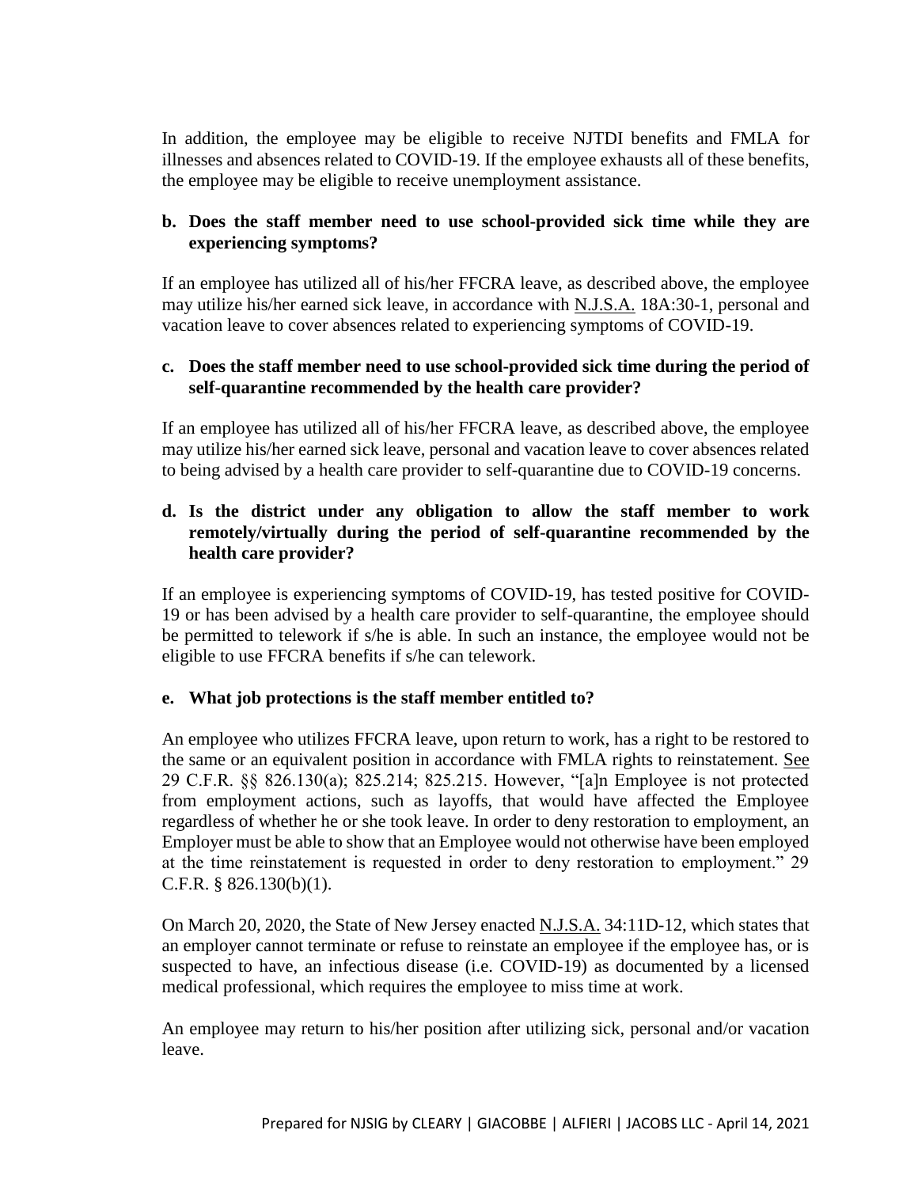In addition, the employee may be eligible to receive NJTDI benefits and FMLA for illnesses and absences related to COVID-19. If the employee exhausts all of these benefits, the employee may be eligible to receive unemployment assistance.

**b. Does the staff member need to use school-provided sick time while they are experiencing symptoms?**

If an employee has utilized all of his/her FFCRA leave, as described above, the employee may utilize his/her earned sick leave, in accordance with N.J.S.A. 18A:30-1, personal and vacation leave to cover absences related to experiencing symptoms of COVID-19.

**c. Does the staff member need to use school-provided sick time during the period of self-quarantine recommended by the health care provider?**

If an employee has utilized all of his/her FFCRA leave, as described above, the employee may utilize his/her earned sick leave, personal and vacation leave to cover absences related to being advised by a health care provider to self-quarantine due to COVID-19 concerns.

**d. Is the district under any obligation to allow the staff member to work remotely/virtually during the period of self-quarantine recommended by the health care provider?**

If an employee is experiencing symptoms of COVID-19, has tested positive for COVID-19 or has been advised by a health care provider to self-quarantine, the employee should be permitted to telework if s/he is able. In such an instance, the employee would not be eligible to use FFCRA benefits if s/he can telework.

**e. What job protections is the staff member entitled to?**

An employee who utilizes FFCRA leave, upon return to work, has a right to be restored to the same or an equivalent position in accordance with FMLA rights to reinstatement. See 29 C.F.R. §§ 826.130(a); 825.214; 825.215. However, "[a]n Employee is not protected from employment actions, such as layoffs, that would have affected the Employee regardless of whether he or she took leave. In order to deny restoration to employment, an Employer must be able to show that an Employee would not otherwise have been employed at the time reinstatement is requested in order to deny restoration to employment." 29 C.F.R. § 826.130(b)(1).

On March 20, 2020, the State of New Jersey enacted N.J.S.A. 34:11D-12, which states that an employer cannot terminate or refuse to reinstate an employee if the employee has, or is suspected to have, an infectious disease (i.e. COVID-19) as documented by a licensed medical professional, which requires the employee to miss time at work.

An employee may return to his/her position after utilizing sick, personal and/or vacation leave.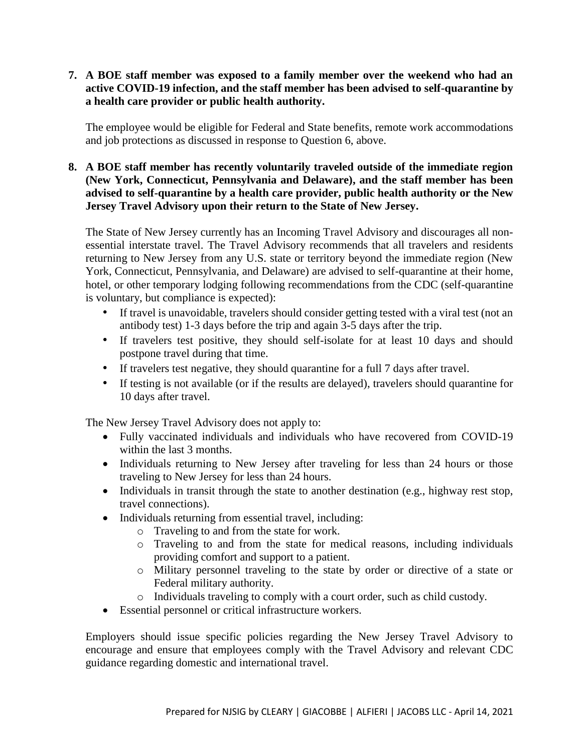**7. A BOE staff member was exposed to a family member over the weekend who had an active COVID-19 infection, and the staff member has been advised to self-quarantine by a health care provider or public health authority.**

The employee would be eligible for Federal and State benefits, remote work accommodations and job protections as discussed in response to Question 6, above.

**8. A BOE staff member has recently voluntarily traveled outside of the immediate region (New York, Connecticut, Pennsylvania and Delaware), and the staff member has been advised to self-quarantine by a health care provider, public health authority or the New Jersey Travel Advisory upon their return to the State of New Jersey.**

The State of New Jersey currently has an Incoming Travel Advisory and discourages all non-essential interstate travel. The Travel Advisory recommends that all travelers and residents returning to New Jersey from any U.S. state or territory beyond the immediate region (New York, Connecticut, Pennsylvania, and Delaware) are advised to self-quarantine at their home, hotel, or other temporary lodging following recommendations from the CDC (self-quarantine is voluntary, but compliance is expected):

- If travel is unavoidable, travelers should consider getting tested with a viral test (not an antibody test) 1-3 days before the trip and again 3-5 days after the trip.
- If travelers test positive, they should self-isolate for at least 10 days and should postpone travel during that time.
- If travelers test negative, they should quarantine for a full 7 days after travel.
- If testing is not available (or if the results are delayed), travelers should quarantine for 10 days after travel.

The New Jersey Travel Advisory does not apply to:

- Fully vaccinated individuals and individuals who have recovered from COVID-19 within the last 3 months.
- Individuals returning to New Jersey after traveling for less than 24 hours or those traveling to New Jersey for less than 24 hours.
- Individuals in transit through the state to another destination (e.g., highway rest stop, travel connections).
- Individuals returning from essential travel, including:
  - Traveling to and from the state for work.
  - Traveling to and from the state for medical reasons, including individuals providing comfort and support to a patient.
  - Military personnel traveling to the state by order or directive of a state or Federal military authority.
  - Individuals traveling to comply with a court order, such as child custody.
- Essential personnel or critical infrastructure workers.

Employers should issue specific policies regarding the New Jersey Travel Advisory to encourage and ensure that employees comply with the Travel Advisory and relevant CDC guidance regarding domestic and international travel.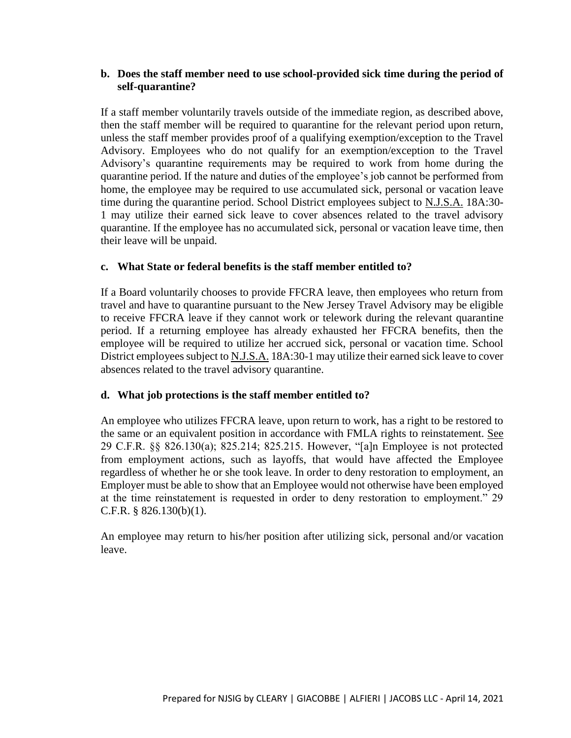**b. Does the staff member need to use school-provided sick time during the period of self-quarantine?**

If a staff member voluntarily travels outside of the immediate region, as described above, then the staff member will be required to quarantine for the relevant period upon return, unless the staff member provides proof of a qualifying exemption/exception to the Travel Advisory. Employees who do not qualify for an exemption/exception to the Travel Advisory's quarantine requirements may be required to work from home during the quarantine period. If the nature and duties of the employee's job cannot be performed from home, the employee may be required to use accumulated sick, personal or vacation leave time during the quarantine period. School District employees subject to N.J.S.A. 18A:30-1 may utilize their earned sick leave to cover absences related to the travel advisory quarantine. If the employee has no accumulated sick, personal or vacation leave time, then their leave will be unpaid.

**c. What State or federal benefits is the staff member entitled to?**

If a Board voluntarily chooses to provide FFCRA leave, then employees who return from travel and have to quarantine pursuant to the New Jersey Travel Advisory may be eligible to receive FFCRA leave if they cannot work or telework during the relevant quarantine period. If a returning employee has already exhausted her FFCRA benefits, then the employee will be required to utilize her accrued sick, personal or vacation time. School District employees subject to N.J.S.A. 18A:30-1 may utilize their earned sick leave to cover absences related to the travel advisory quarantine.

**d. What job protections is the staff member entitled to?**

An employee who utilizes FFCRA leave, upon return to work, has a right to be restored to the same or an equivalent position in accordance with FMLA rights to reinstatement. See 29 C.F.R. §§ 826.130(a); 825.214; 825.215. However, "[a]n Employee is not protected from employment actions, such as layoffs, that would have affected the Employee regardless of whether he or she took leave. In order to deny restoration to employment, an Employer must be able to show that an Employee would not otherwise have been employed at the time reinstatement is requested in order to deny restoration to employment." 29 C.F.R. § 826.130(b)(1).

An employee may return to his/her position after utilizing sick, personal and/or vacation leave.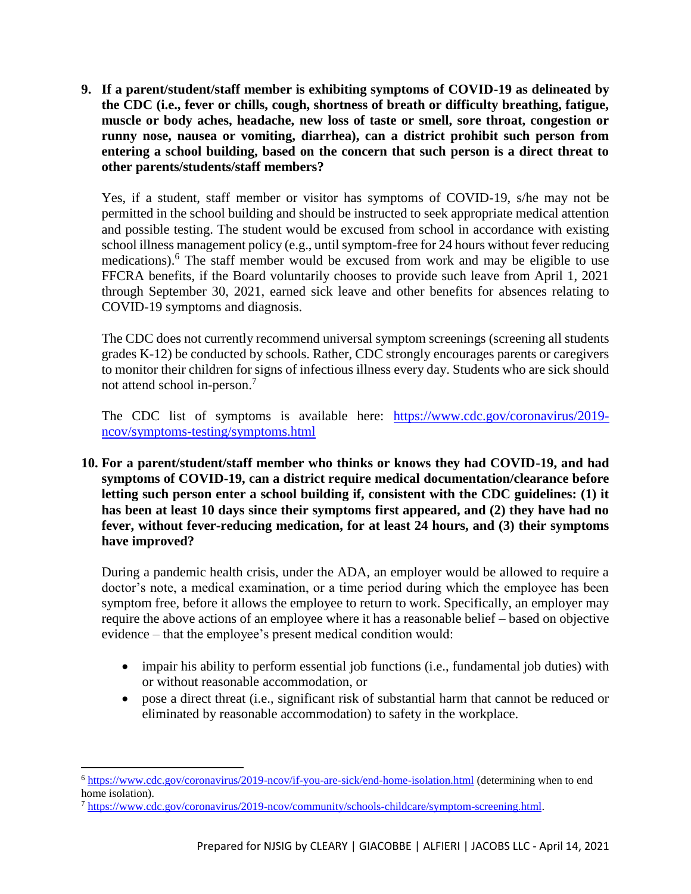**9. If a parent/student/staff member is exhibiting symptoms of COVID-19 as delineated by the CDC (i.e., fever or chills, cough, shortness of breath or difficulty breathing, fatigue, muscle or body aches, headache, new loss of taste or smell, sore throat, congestion or runny nose, nausea or vomiting, diarrhea), can a district prohibit such person from entering a school building, based on the concern that such person is a direct threat to other parents/students/staff members?**

Yes, if a student, staff member or visitor has symptoms of COVID-19, s/he may not be permitted in the school building and should be instructed to seek appropriate medical attention and possible testing. The student would be excused from school in accordance with existing school illness management policy (e.g., until symptom-free for 24 hours without fever reducing medications).[6] The staff member would be excused from work and may be eligible to use FFCRA benefits, if the Board voluntarily chooses to provide such leave from April 1, 2021 through September 30, 2021, earned sick leave and other benefits for absences relating to COVID-19 symptoms and diagnosis.

The CDC does not currently recommend universal symptom screenings (screening all students grades K-12) be conducted by schools. Rather, CDC strongly encourages parents or caregivers to monitor their children for signs of infectious illness every day. Students who are sick should not attend school in-person.[7]

The CDC list of symptoms is available here: https://www.cdc.gov/coronavirus/2019-ncov/symptoms-testing/symptoms.html

**10. For a parent/student/staff member who thinks or knows they had COVID-19, and had symptoms of COVID-19, can a district require medical documentation/clearance before letting such person enter a school building if, consistent with the CDC guidelines: (1) it has been at least 10 days since their symptoms first appeared, and (2) they have had no fever, without fever-reducing medication, for at least 24 hours, and (3) their symptoms have improved?**

During a pandemic health crisis, under the ADA, an employer would be allowed to require a doctor's note, a medical examination, or a time period during which the employee has been symptom free, before it allows the employee to return to work. Specifically, an employer may require the above actions of an employee where it has a reasonable belief – based on objective evidence – that the employee's present medical condition would:

- impair his ability to perform essential job functions (i.e., fundamental job duties) with or without reasonable accommodation, or
- pose a direct threat (i.e., significant risk of substantial harm that cannot be reduced or eliminated by reasonable accommodation) to safety in the workplace.

---

[6] https://www.cdc.gov/coronavirus/2019-ncov/if-you-are-sick/end-home-isolation.html (determining when to end home isolation).

[7] https://www.cdc.gov/coronavirus/2019-ncov/community/schools-childcare/symptom-screening.html.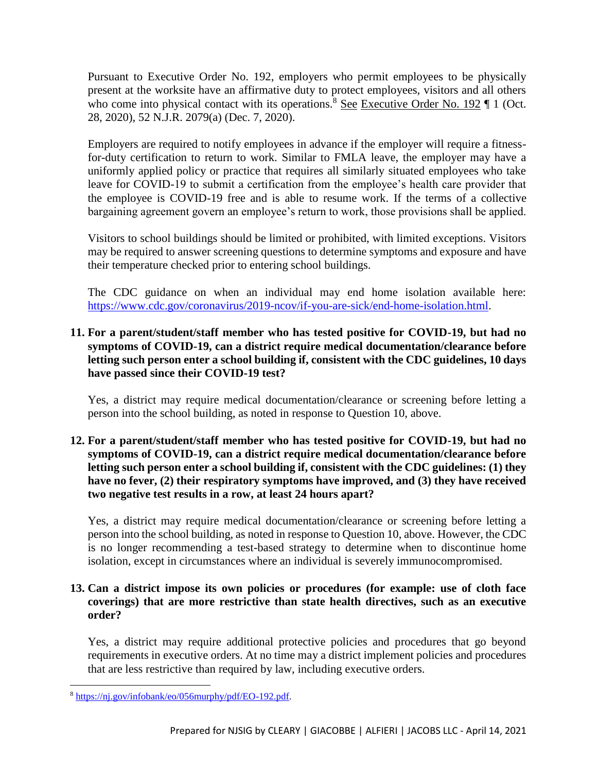Pursuant to Executive Order No. 192, employers who permit employees to be physically present at the worksite have an affirmative duty to protect employees, visitors and all others who come into physical contact with its operations.[8] See Executive Order No. 192 ¶ 1 (Oct. 28, 2020), 52 N.J.R. 2079(a) (Dec. 7, 2020).

Employers are required to notify employees in advance if the employer will require a fitness-for-duty certification to return to work. Similar to FMLA leave, the employer may have a uniformly applied policy or practice that requires all similarly situated employees who take leave for COVID-19 to submit a certification from the employee's health care provider that the employee is COVID-19 free and is able to resume work. If the terms of a collective bargaining agreement govern an employee's return to work, those provisions shall be applied.

Visitors to school buildings should be limited or prohibited, with limited exceptions. Visitors may be required to answer screening questions to determine symptoms and exposure and have their temperature checked prior to entering school buildings.

The CDC guidance on when an individual may end home isolation available here: https://www.cdc.gov/coronavirus/2019-ncov/if-you-are-sick/end-home-isolation.html.

**11. For a parent/student/staff member who has tested positive for COVID-19, but had no symptoms of COVID-19, can a district require medical documentation/clearance before letting such person enter a school building if, consistent with the CDC guidelines, 10 days have passed since their COVID-19 test?**

Yes, a district may require medical documentation/clearance or screening before letting a person into the school building, as noted in response to Question 10, above.

**12. For a parent/student/staff member who has tested positive for COVID-19, but had no symptoms of COVID-19, can a district require medical documentation/clearance before letting such person enter a school building if, consistent with the CDC guidelines: (1) they have no fever, (2) their respiratory symptoms have improved, and (3) they have received two negative test results in a row, at least 24 hours apart?**

Yes, a district may require medical documentation/clearance or screening before letting a person into the school building, as noted in response to Question 10, above. However, the CDC is no longer recommending a test-based strategy to determine when to discontinue home isolation, except in circumstances where an individual is severely immunocompromised.

**13. Can a district impose its own policies or procedures (for example: use of cloth face coverings) that are more restrictive than state health directives, such as an executive order?**

Yes, a district may require additional protective policies and procedures that go beyond requirements in executive orders. At no time may a district implement policies and procedures that are less restrictive than required by law, including executive orders.

---

[8] https://nj.gov/infobank/eo/056murphy/pdf/EO-192.pdf.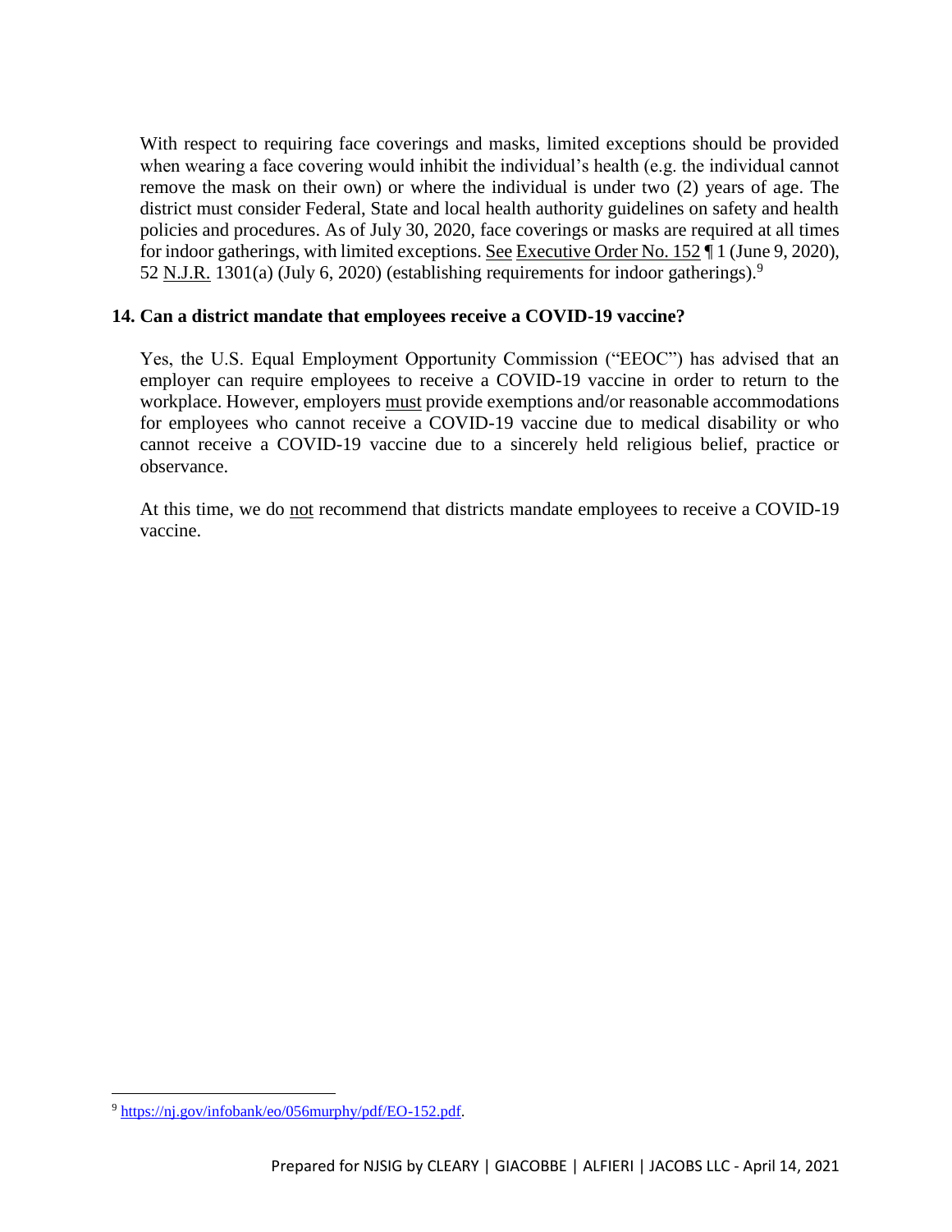With respect to requiring face coverings and masks, limited exceptions should be provided when wearing a face covering would inhibit the individual's health (e.g. the individual cannot remove the mask on their own) or where the individual is under two (2) years of age. The district must consider Federal, State and local health authority guidelines on safety and health policies and procedures. As of July 30, 2020, face coverings or masks are required at all times for indoor gatherings, with limited exceptions. See Executive Order No. 152 ¶ 1 (June 9, 2020), 52 N.J.R. 1301(a) (July 6, 2020) (establishing requirements for indoor gatherings).[9]

**14. Can a district mandate that employees receive a COVID-19 vaccine?**

Yes, the U.S. Equal Employment Opportunity Commission ("EEOC") has advised that an employer can require employees to receive a COVID-19 vaccine in order to return to the workplace. However, employers must provide exemptions and/or reasonable accommodations for employees who cannot receive a COVID-19 vaccine due to medical disability or who cannot receive a COVID-19 vaccine due to a sincerely held religious belief, practice or observance.

At this time, we do not recommend that districts mandate employees to receive a COVID-19 vaccine.

---

[9] https://nj.gov/infobank/eo/056murphy/pdf/EO-152.pdf.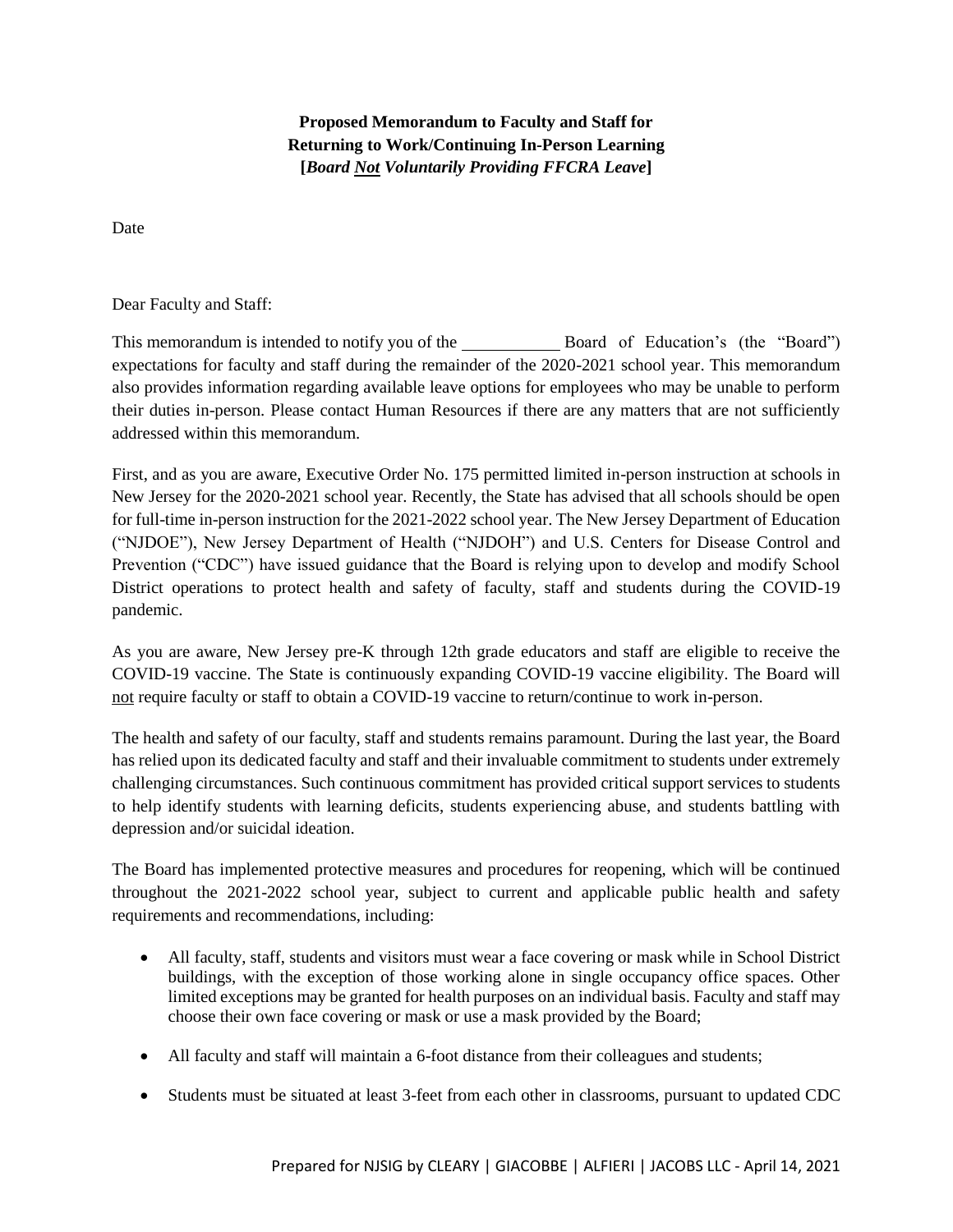**Proposed Memorandum to Faculty and Staff for Returning to Work/Continuing In-Person Learning [*Board <u>Not</u> Voluntarily Providing FFCRA Leave*]**

Date

Dear Faculty and Staff:

This memorandum is intended to notify you of the ____________ Board of Education's (the "Board") expectations for faculty and staff during the remainder of the 2020-2021 school year. This memorandum also provides information regarding available leave options for employees who may be unable to perform their duties in-person. Please contact Human Resources if there are any matters that are not sufficiently addressed within this memorandum.

First, and as you are aware, Executive Order No. 175 permitted limited in-person instruction at schools in New Jersey for the 2020-2021 school year. Recently, the State has advised that all schools should be open for full-time in-person instruction for the 2021-2022 school year. The New Jersey Department of Education ("NJDOE"), New Jersey Department of Health ("NJDOH") and U.S. Centers for Disease Control and Prevention ("CDC") have issued guidance that the Board is relying upon to develop and modify School District operations to protect health and safety of faculty, staff and students during the COVID-19 pandemic.

As you are aware, New Jersey pre-K through 12th grade educators and staff are eligible to receive the COVID-19 vaccine. The State is continuously expanding COVID-19 vaccine eligibility. The Board will <u>not</u> require faculty or staff to obtain a COVID-19 vaccine to return/continue to work in-person.

The health and safety of our faculty, staff and students remains paramount. During the last year, the Board has relied upon its dedicated faculty and staff and their invaluable commitment to students under extremely challenging circumstances. Such continuous commitment has provided critical support services to students to help identify students with learning deficits, students experiencing abuse, and students battling with depression and/or suicidal ideation.

The Board has implemented protective measures and procedures for reopening, which will be continued throughout the 2021-2022 school year, subject to current and applicable public health and safety requirements and recommendations, including:

- All faculty, staff, students and visitors must wear a face covering or mask while in School District buildings, with the exception of those working alone in single occupancy office spaces. Other limited exceptions may be granted for health purposes on an individual basis. Faculty and staff may choose their own face covering or mask or use a mask provided by the Board;
- All faculty and staff will maintain a 6-foot distance from their colleagues and students;
- Students must be situated at least 3-feet from each other in classrooms, pursuant to updated CDC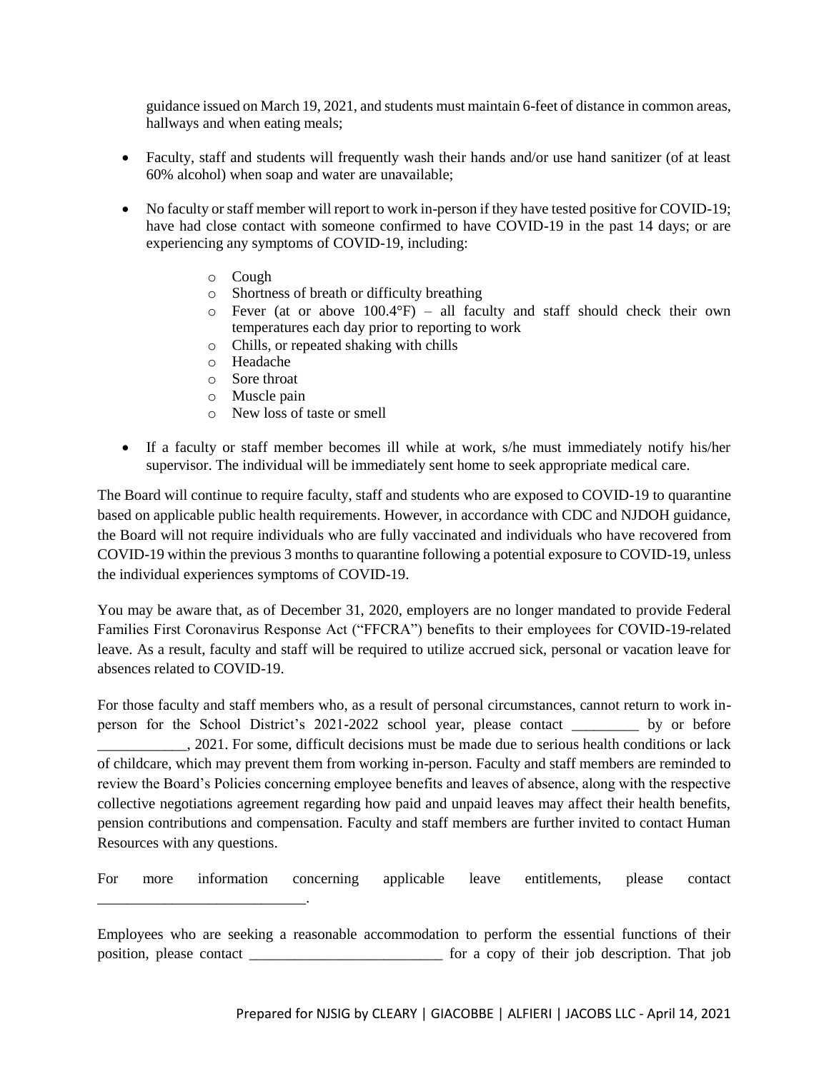guidance issued on March 19, 2021, and students must maintain 6-feet of distance in common areas, hallways and when eating meals;

- Faculty, staff and students will frequently wash their hands and/or use hand sanitizer (of at least 60% alcohol) when soap and water are unavailable;

- No faculty or staff member will report to work in-person if they have tested positive for COVID-19; have had close contact with someone confirmed to have COVID-19 in the past 14 days; or are experiencing any symptoms of COVID-19, including:

    - Cough
    - Shortness of breath or difficulty breathing
    - Fever (at or above 100.4°F) – all faculty and staff should check their own temperatures each day prior to reporting to work
    - Chills, or repeated shaking with chills
    - Headache
    - Sore throat
    - Muscle pain
    - New loss of taste or smell

- If a faculty or staff member becomes ill while at work, s/he must immediately notify his/her supervisor. The individual will be immediately sent home to seek appropriate medical care.

The Board will continue to require faculty, staff and students who are exposed to COVID-19 to quarantine based on applicable public health requirements. However, in accordance with CDC and NJDOH guidance, the Board will not require individuals who are fully vaccinated and individuals who have recovered from COVID-19 within the previous 3 months to quarantine following a potential exposure to COVID-19, unless the individual experiences symptoms of COVID-19.

You may be aware that, as of December 31, 2020, employers are no longer mandated to provide Federal Families First Coronavirus Response Act ("FFCRA") benefits to their employees for COVID-19-related leave. As a result, faculty and staff will be required to utilize accrued sick, personal or vacation leave for absences related to COVID-19.

For those faculty and staff members who, as a result of personal circumstances, cannot return to work in-person for the School District's 2021-2022 school year, please contact _________ by or before ____________, 2021. For some, difficult decisions must be made due to serious health conditions or lack of childcare, which may prevent them from working in-person. Faculty and staff members are reminded to review the Board's Policies concerning employee benefits and leaves of absence, along with the respective collective negotiations agreement regarding how paid and unpaid leaves may affect their health benefits, pension contributions and compensation. Faculty and staff members are further invited to contact Human Resources with any questions.

For more information concerning applicable leave entitlements, please contact ____________________________.

Employees who are seeking a reasonable accommodation to perform the essential functions of their position, please contact __________________________ for a copy of their job description. That job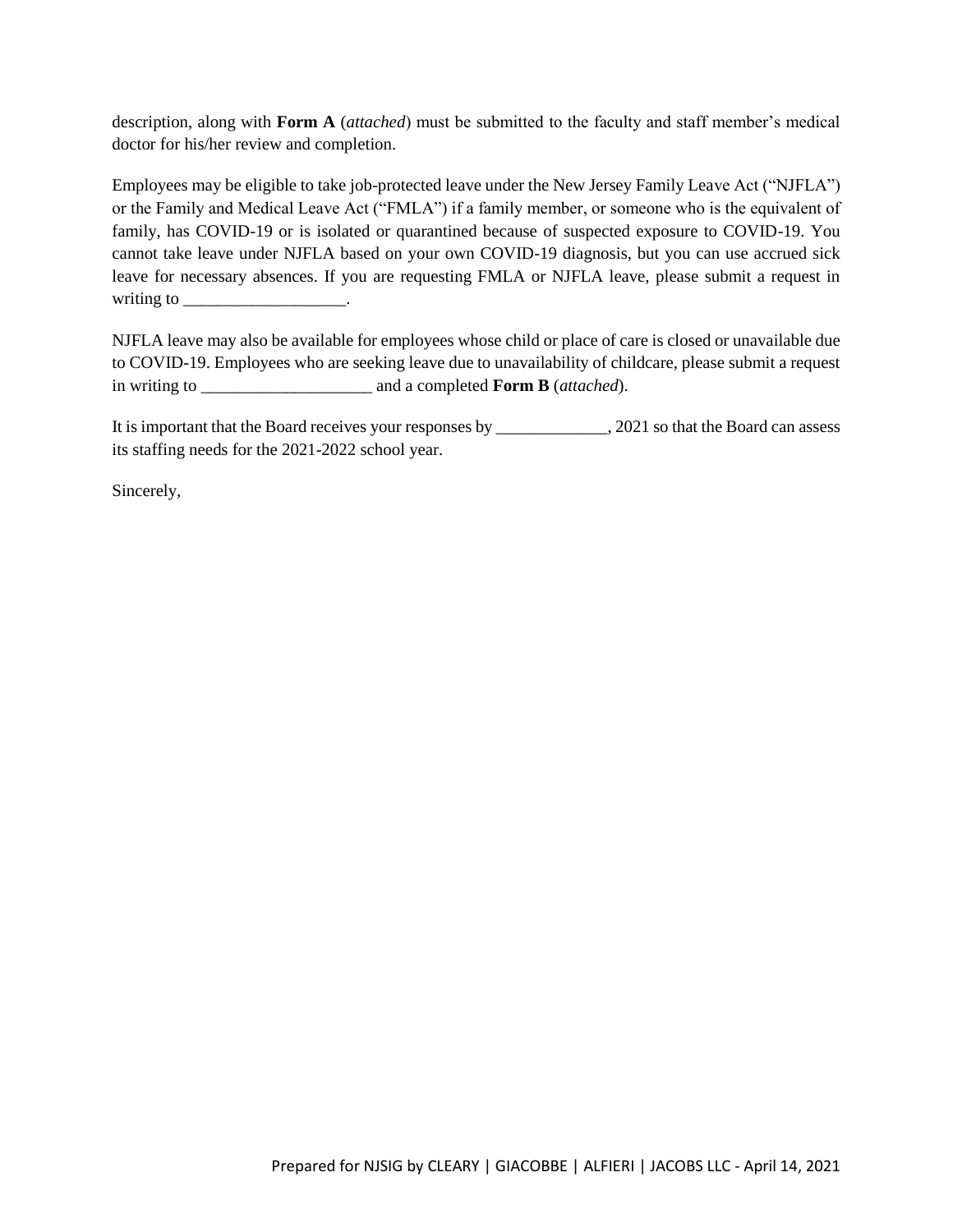description, along with **Form A** (*attached*) must be submitted to the faculty and staff member's medical doctor for his/her review and completion.

Employees may be eligible to take job-protected leave under the New Jersey Family Leave Act ("NJFLA") or the Family and Medical Leave Act ("FMLA") if a family member, or someone who is the equivalent of family, has COVID-19 or is isolated or quarantined because of suspected exposure to COVID-19. You cannot take leave under NJFLA based on your own COVID-19 diagnosis, but you can use accrued sick leave for necessary absences. If you are requesting FMLA or NJFLA leave, please submit a request in writing to ___________________.

NJFLA leave may also be available for employees whose child or place of care is closed or unavailable due to COVID-19. Employees who are seeking leave due to unavailability of childcare, please submit a request in writing to ____________________ and a completed **Form B** (*attached*).

It is important that the Board receives your responses by _____________, 2021 so that the Board can assess its staffing needs for the 2021-2022 school year.

Sincerely,

Prepared for NJSIG by CLEARY | GIACOBBE | ALFIERI | JACOBS LLC - April 14, 2021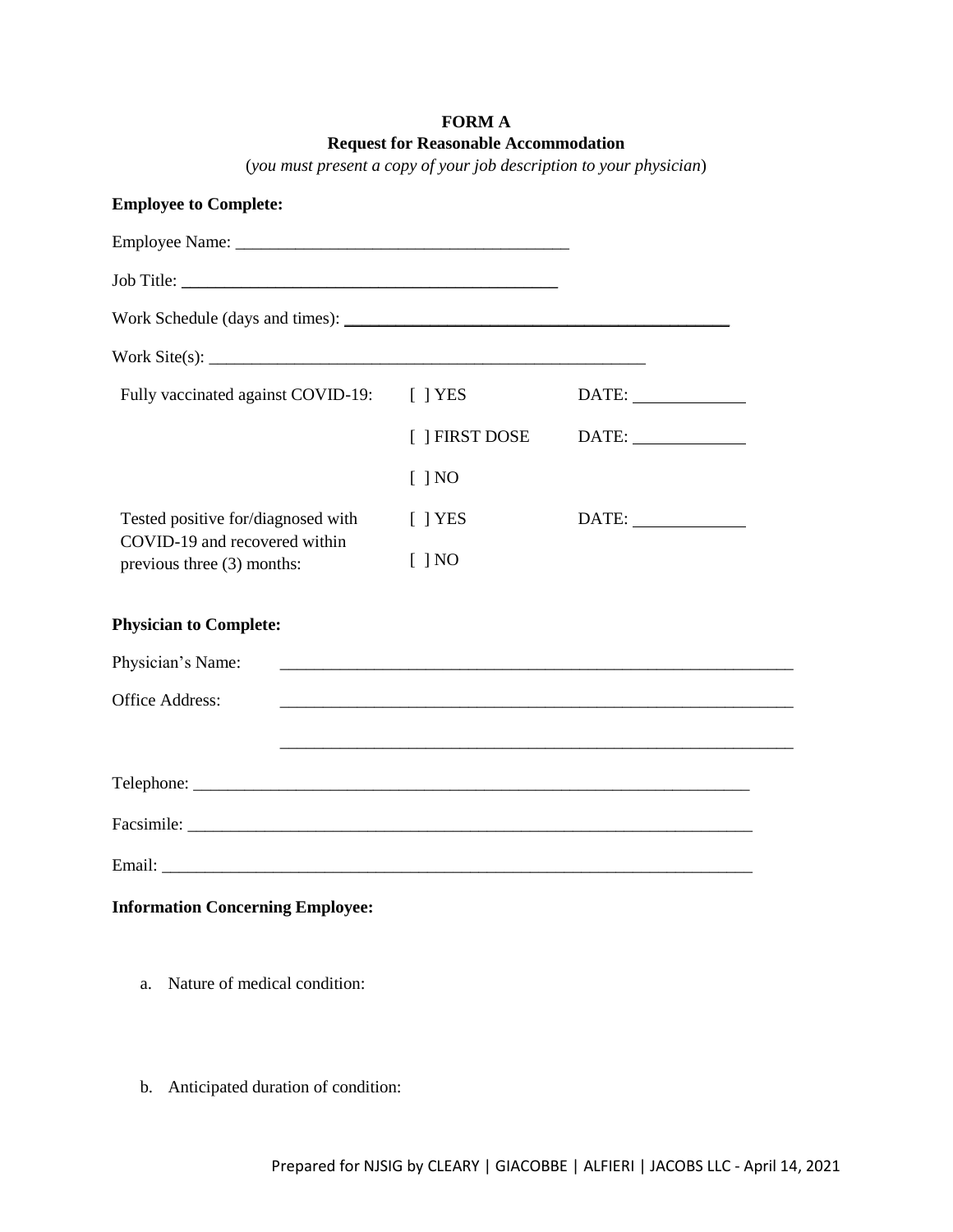**FORM A**

**Request for Reasonable Accommodation**

(*you must present a copy of your job description to your physician*)

**Employee to Complete:**

Employee Name: ______________________________________

Job Title: ___________________________________________

Work Schedule (days and times): ___________________________________________

Work Site(s): __________________________________________________

| Fully vaccinated against COVID-19: | [ ] YES | DATE: ____________ |
|---|---|---|
| | [ ] FIRST DOSE | DATE: ____________ |
| | [ ] NO | |
| Tested positive for/diagnosed with COVID-19 and recovered within previous three (3) months: | [ ] YES | DATE: ____________ |
| | [ ] NO | |

**Physician to Complete:**

Physician's Name: ___________________________________________________________

Office Address: ___________________________________________________________

___________________________________________________________

Telephone: _________________________________________________________________

Facsimile: _________________________________________________________________

Email: _____________________________________________________________________

**Information Concerning Employee:**

a. Nature of medical condition:

b. Anticipated duration of condition: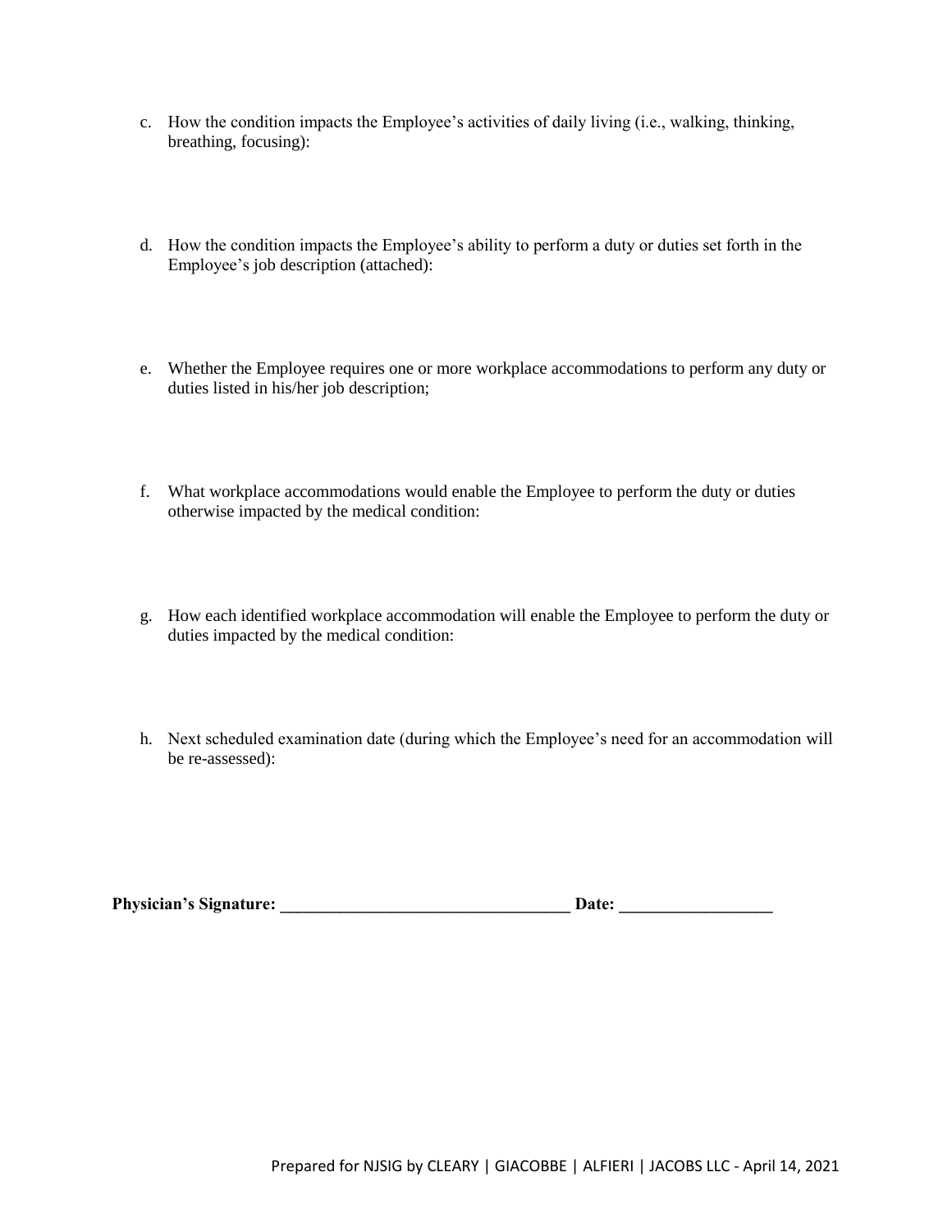c. How the condition impacts the Employee's activities of daily living (i.e., walking, thinking, breathing, focusing):

d. How the condition impacts the Employee's ability to perform a duty or duties set forth in the Employee's job description (attached):

e. Whether the Employee requires one or more workplace accommodations to perform any duty or duties listed in his/her job description;

f. What workplace accommodations would enable the Employee to perform the duty or duties otherwise impacted by the medical condition:

g. How each identified workplace accommodation will enable the Employee to perform the duty or duties impacted by the medical condition:

h. Next scheduled examination date (during which the Employee's need for an accommodation will be re-assessed):

**Physician's Signature: ___________________________________ Date: __________________**

Prepared for NJSIG by CLEARY | GIACOBBE | ALFIERI | JACOBS LLC - April 14, 2021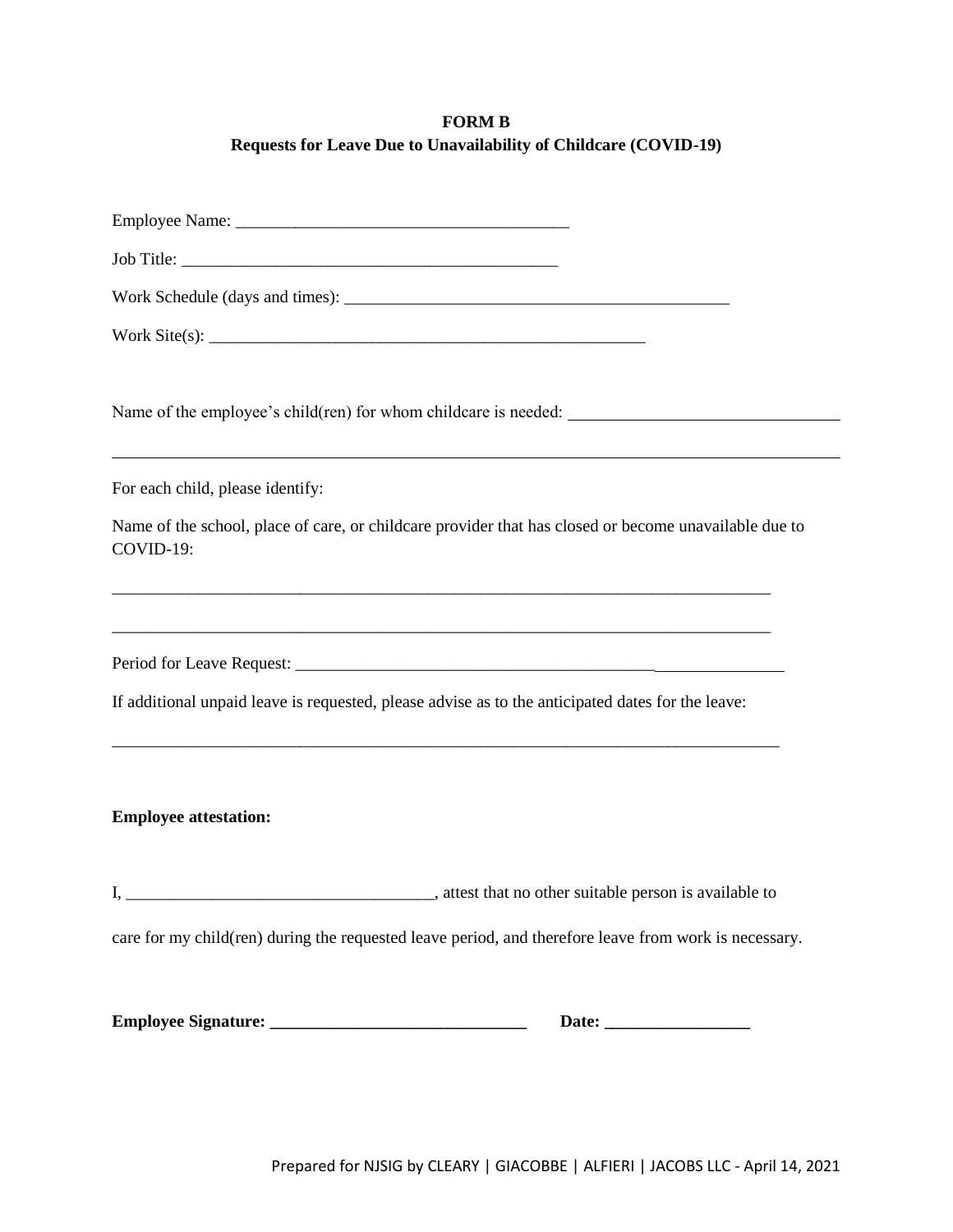**FORM B**
**Requests for Leave Due to Unavailability of Childcare (COVID-19)**

Employee Name: _______________________________________

Job Title: _____________________________________________

Work Schedule (days and times): ______________________________________________

Work Site(s): ____________________________________________________

Name of the employee's child(ren) for whom childcare is needed: ________________________________

______________________________________________________________________________________

For each child, please identify:

Name of the school, place of care, or childcare provider that has closed or become unavailable due to COVID-19:

______________________________________________________________________________

______________________________________________________________________________

Period for Leave Request: _______________________________________________________

If additional unpaid leave is requested, please advise as to the anticipated dates for the leave:

______________________________________________________________________________

**Employee attestation:**

I, ____________________________________, attest that no other suitable person is available to care for my child(ren) during the requested leave period, and therefore leave from work is necessary.

**Employee Signature: ______________________________ Date: ________________**

Prepared for NJSIG by CLEARY | GIACOBBE | ALFIERI | JACOBS LLC - April 14, 2021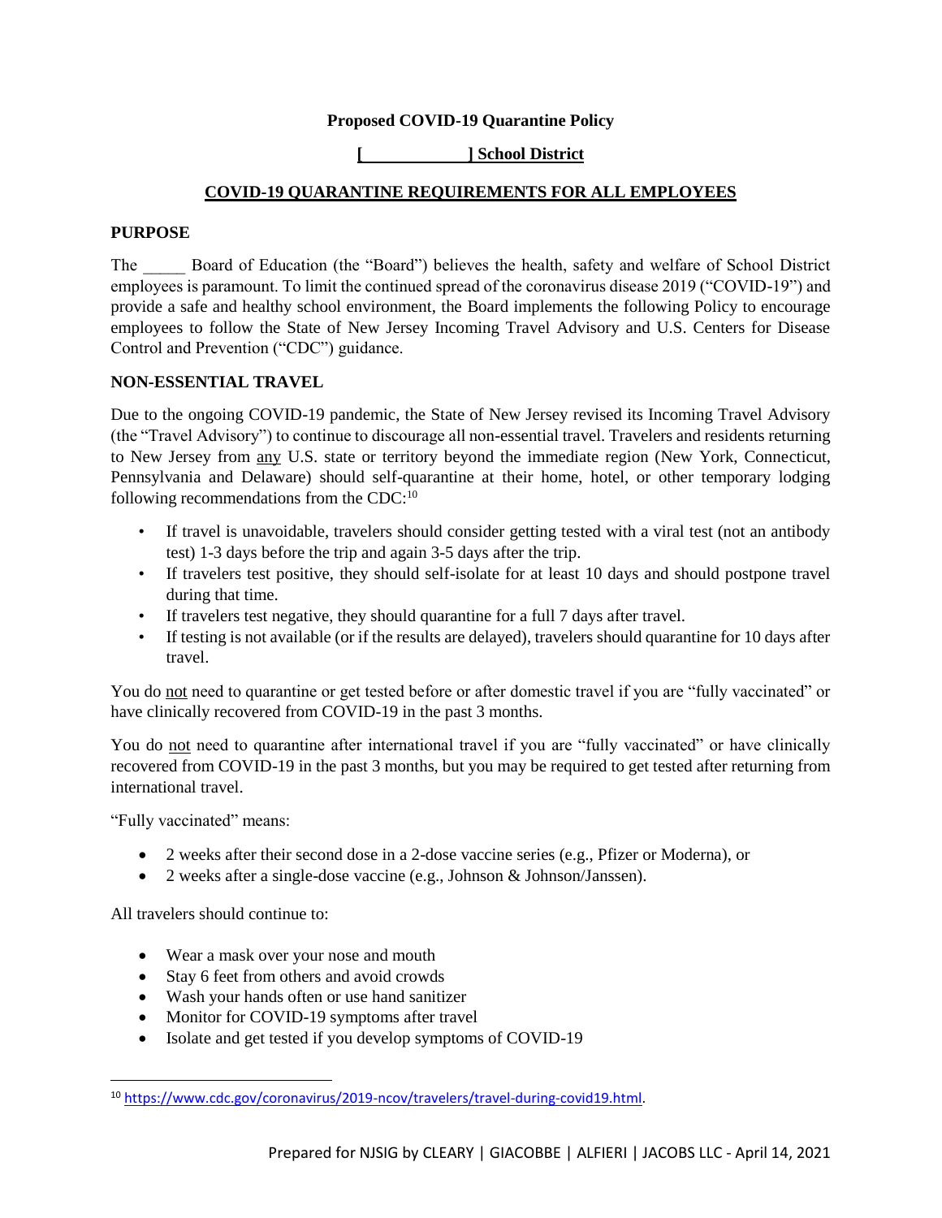**Proposed COVID-19 Quarantine Policy**

**[              ] School District**

**COVID-19 QUARANTINE REQUIREMENTS FOR ALL EMPLOYEES**

**PURPOSE**

The _____ Board of Education (the "Board") believes the health, safety and welfare of School District employees is paramount. To limit the continued spread of the coronavirus disease 2019 ("COVID-19") and provide a safe and healthy school environment, the Board implements the following Policy to encourage employees to follow the State of New Jersey Incoming Travel Advisory and U.S. Centers for Disease Control and Prevention ("CDC") guidance.

**NON-ESSENTIAL TRAVEL**

Due to the ongoing COVID-19 pandemic, the State of New Jersey revised its Incoming Travel Advisory (the "Travel Advisory") to continue to discourage all non-essential travel. Travelers and residents returning to New Jersey from any U.S. state or territory beyond the immediate region (New York, Connecticut, Pennsylvania and Delaware) should self-quarantine at their home, hotel, or other temporary lodging following recommendations from the CDC:[10]

- If travel is unavoidable, travelers should consider getting tested with a viral test (not an antibody test) 1-3 days before the trip and again 3-5 days after the trip.
- If travelers test positive, they should self-isolate for at least 10 days and should postpone travel during that time.
- If travelers test negative, they should quarantine for a full 7 days after travel.
- If testing is not available (or if the results are delayed), travelers should quarantine for 10 days after travel.

You do not need to quarantine or get tested before or after domestic travel if you are "fully vaccinated" or have clinically recovered from COVID-19 in the past 3 months.

You do not need to quarantine after international travel if you are "fully vaccinated" or have clinically recovered from COVID-19 in the past 3 months, but you may be required to get tested after returning from international travel.

"Fully vaccinated" means:

- 2 weeks after their second dose in a 2-dose vaccine series (e.g., Pfizer or Moderna), or
- 2 weeks after a single-dose vaccine (e.g., Johnson & Johnson/Janssen).

All travelers should continue to:

- Wear a mask over your nose and mouth
- Stay 6 feet from others and avoid crowds
- Wash your hands often or use hand sanitizer
- Monitor for COVID-19 symptoms after travel
- Isolate and get tested if you develop symptoms of COVID-19

[10] https://www.cdc.gov/coronavirus/2019-ncov/travelers/travel-during-covid19.html.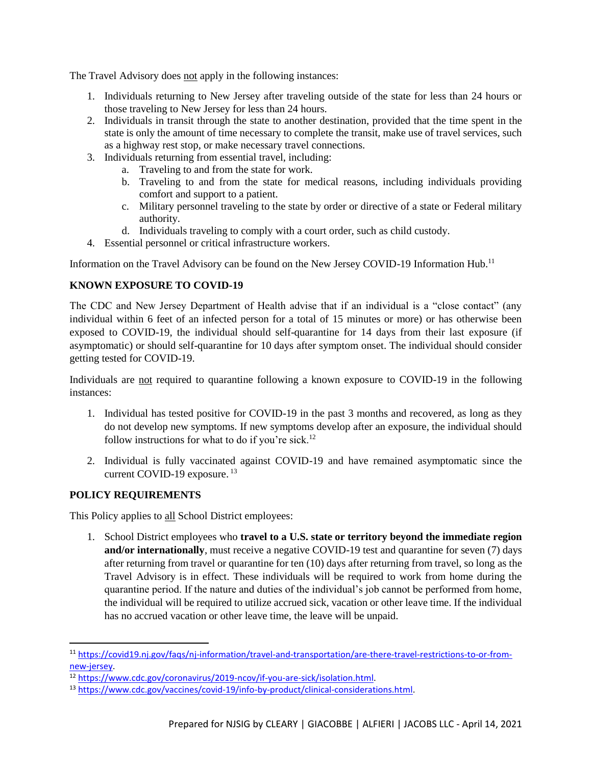The Travel Advisory does not apply in the following instances:

1. Individuals returning to New Jersey after traveling outside of the state for less than 24 hours or those traveling to New Jersey for less than 24 hours.
2. Individuals in transit through the state to another destination, provided that the time spent in the state is only the amount of time necessary to complete the transit, make use of travel services, such as a highway rest stop, or make necessary travel connections.
3. Individuals returning from essential travel, including:
   a. Traveling to and from the state for work.
   b. Traveling to and from the state for medical reasons, including individuals providing comfort and support to a patient.
   c. Military personnel traveling to the state by order or directive of a state or Federal military authority.
   d. Individuals traveling to comply with a court order, such as child custody.
4. Essential personnel or critical infrastructure workers.

Information on the Travel Advisory can be found on the New Jersey COVID-19 Information Hub.[11]

## KNOWN EXPOSURE TO COVID-19

The CDC and New Jersey Department of Health advise that if an individual is a "close contact" (any individual within 6 feet of an infected person for a total of 15 minutes or more) or has otherwise been exposed to COVID-19, the individual should self-quarantine for 14 days from their last exposure (if asymptomatic) or should self-quarantine for 10 days after symptom onset. The individual should consider getting tested for COVID-19.

Individuals are not required to quarantine following a known exposure to COVID-19 in the following instances:

1. Individual has tested positive for COVID-19 in the past 3 months and recovered, as long as they do not develop new symptoms. If new symptoms develop after an exposure, the individual should follow instructions for what to do if you're sick.[12]

2. Individual is fully vaccinated against COVID-19 and have remained asymptomatic since the current COVID-19 exposure.[13]

## POLICY REQUIREMENTS

This Policy applies to all School District employees:

1. School District employees who **travel to a U.S. state or territory beyond the immediate region and/or internationally**, must receive a negative COVID-19 test and quarantine for seven (7) days after returning from travel or quarantine for ten (10) days after returning from travel, so long as the Travel Advisory is in effect. These individuals will be required to work from home during the quarantine period. If the nature and duties of the individual's job cannot be performed from home, the individual will be required to utilize accrued sick, vacation or other leave time. If the individual has no accrued vacation or other leave time, the leave will be unpaid.

---

[11] https://covid19.nj.gov/faqs/nj-information/travel-and-transportation/are-there-travel-restrictions-to-or-from-new-jersey.

[12] https://www.cdc.gov/coronavirus/2019-ncov/if-you-are-sick/isolation.html.

[13] https://www.cdc.gov/vaccines/covid-19/info-by-product/clinical-considerations.html.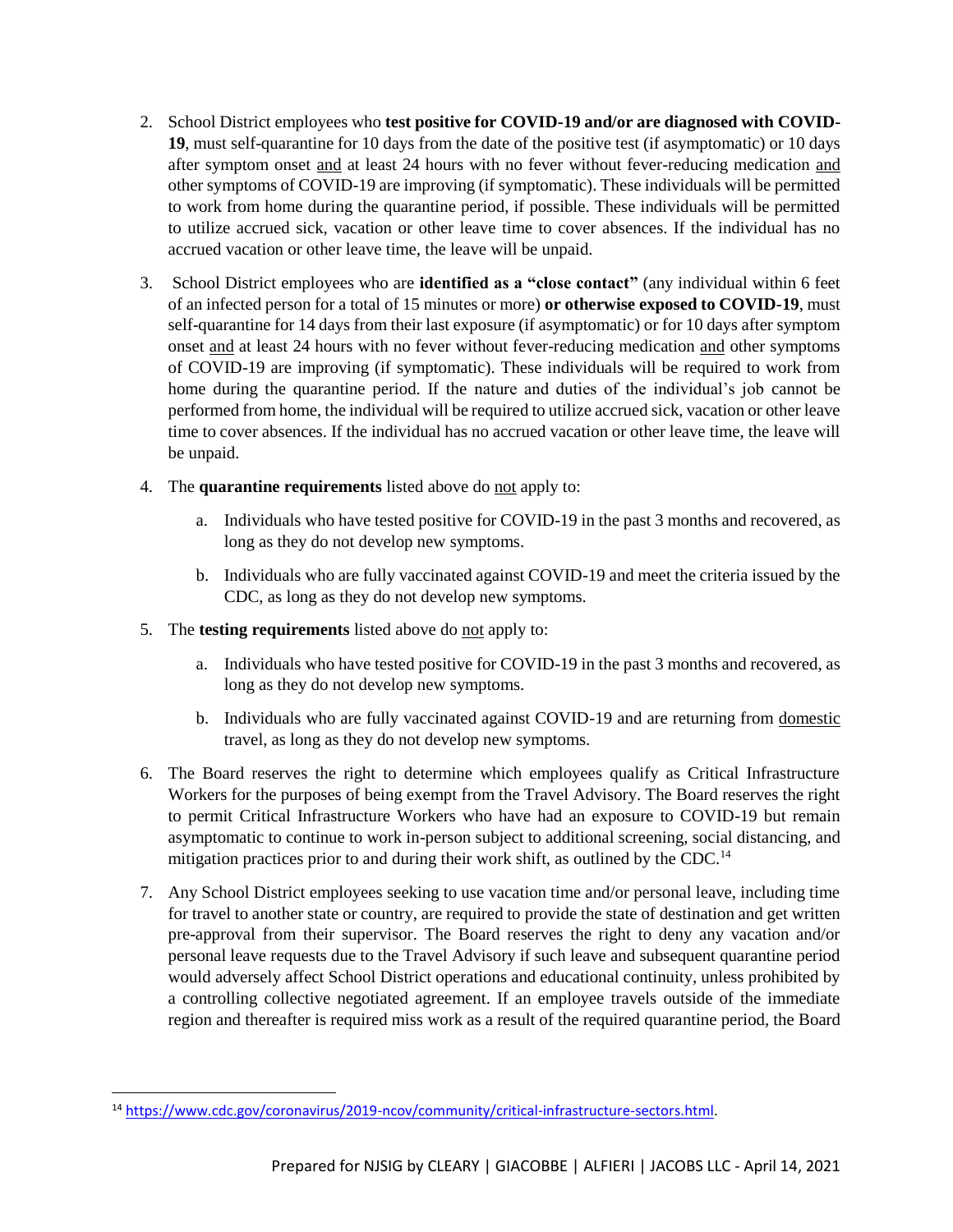2. School District employees who **test positive for COVID-19 and/or are diagnosed with COVID-19**, must self-quarantine for 10 days from the date of the positive test (if asymptomatic) or 10 days after symptom onset and at least 24 hours with no fever without fever-reducing medication and other symptoms of COVID-19 are improving (if symptomatic). These individuals will be permitted to work from home during the quarantine period, if possible. These individuals will be permitted to utilize accrued sick, vacation or other leave time to cover absences. If the individual has no accrued vacation or other leave time, the leave will be unpaid.

3. School District employees who are **identified as a "close contact"** (any individual within 6 feet of an infected person for a total of 15 minutes or more) **or otherwise exposed to COVID-19**, must self-quarantine for 14 days from their last exposure (if asymptomatic) or for 10 days after symptom onset and at least 24 hours with no fever without fever-reducing medication and other symptoms of COVID-19 are improving (if symptomatic). These individuals will be required to work from home during the quarantine period. If the nature and duties of the individual's job cannot be performed from home, the individual will be required to utilize accrued sick, vacation or other leave time to cover absences. If the individual has no accrued vacation or other leave time, the leave will be unpaid.

4. The **quarantine requirements** listed above do not apply to:

   a. Individuals who have tested positive for COVID-19 in the past 3 months and recovered, as long as they do not develop new symptoms.

   b. Individuals who are fully vaccinated against COVID-19 and meet the criteria issued by the CDC, as long as they do not develop new symptoms.

5. The **testing requirements** listed above do not apply to:

   a. Individuals who have tested positive for COVID-19 in the past 3 months and recovered, as long as they do not develop new symptoms.

   b. Individuals who are fully vaccinated against COVID-19 and are returning from domestic travel, as long as they do not develop new symptoms.

6. The Board reserves the right to determine which employees qualify as Critical Infrastructure Workers for the purposes of being exempt from the Travel Advisory. The Board reserves the right to permit Critical Infrastructure Workers who have had an exposure to COVID-19 but remain asymptomatic to continue to work in-person subject to additional screening, social distancing, and mitigation practices prior to and during their work shift, as outlined by the CDC.[14]

7. Any School District employees seeking to use vacation time and/or personal leave, including time for travel to another state or country, are required to provide the state of destination and get written pre-approval from their supervisor. The Board reserves the right to deny any vacation and/or personal leave requests due to the Travel Advisory if such leave and subsequent quarantine period would adversely affect School District operations and educational continuity, unless prohibited by a controlling collective negotiated agreement. If an employee travels outside of the immediate region and thereafter is required miss work as a result of the required quarantine period, the Board

---

[14] https://www.cdc.gov/coronavirus/2019-ncov/community/critical-infrastructure-sectors.html.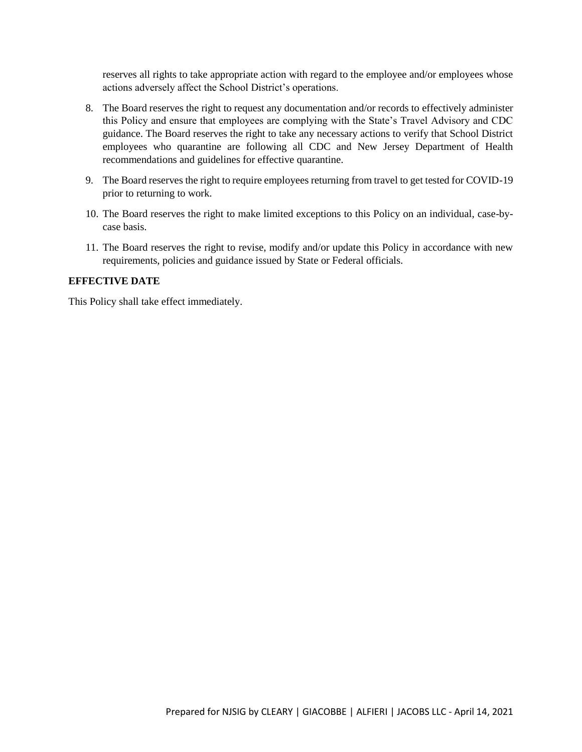reserves all rights to take appropriate action with regard to the employee and/or employees whose actions adversely affect the School District's operations.

8. The Board reserves the right to request any documentation and/or records to effectively administer this Policy and ensure that employees are complying with the State's Travel Advisory and CDC guidance. The Board reserves the right to take any necessary actions to verify that School District employees who quarantine are following all CDC and New Jersey Department of Health recommendations and guidelines for effective quarantine.

9. The Board reserves the right to require employees returning from travel to get tested for COVID-19 prior to returning to work.

10. The Board reserves the right to make limited exceptions to this Policy on an individual, case-by-case basis.

11. The Board reserves the right to revise, modify and/or update this Policy in accordance with new requirements, policies and guidance issued by State or Federal officials.

**EFFECTIVE DATE**

This Policy shall take effect immediately.